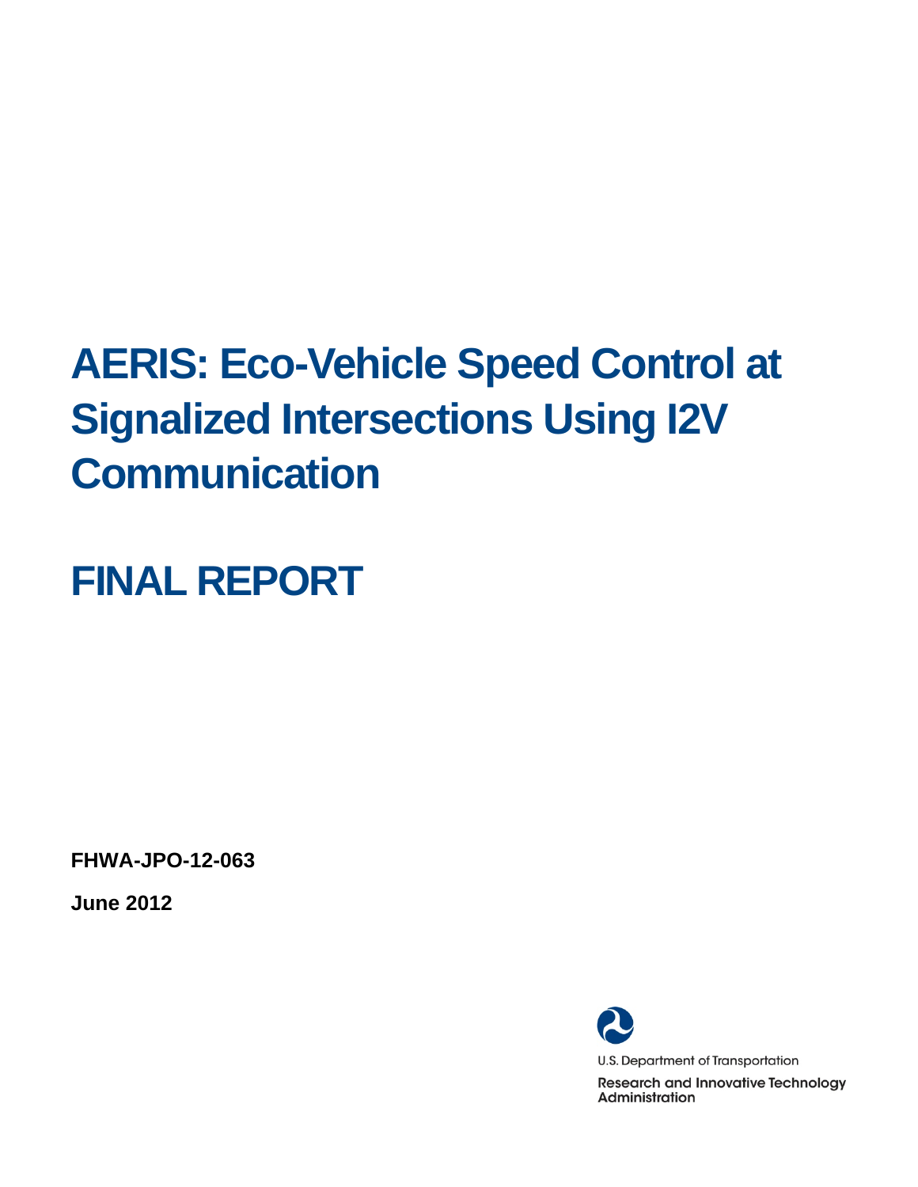# AERIS: Eco-Vehicle Speed Control at Signalized Intersections Using I2V Communication

# FINAL REPORT

**FHWA-JPO-12-063**

**June 2012**

U.S. Department of Transportation

Research and Innovative Technology Administration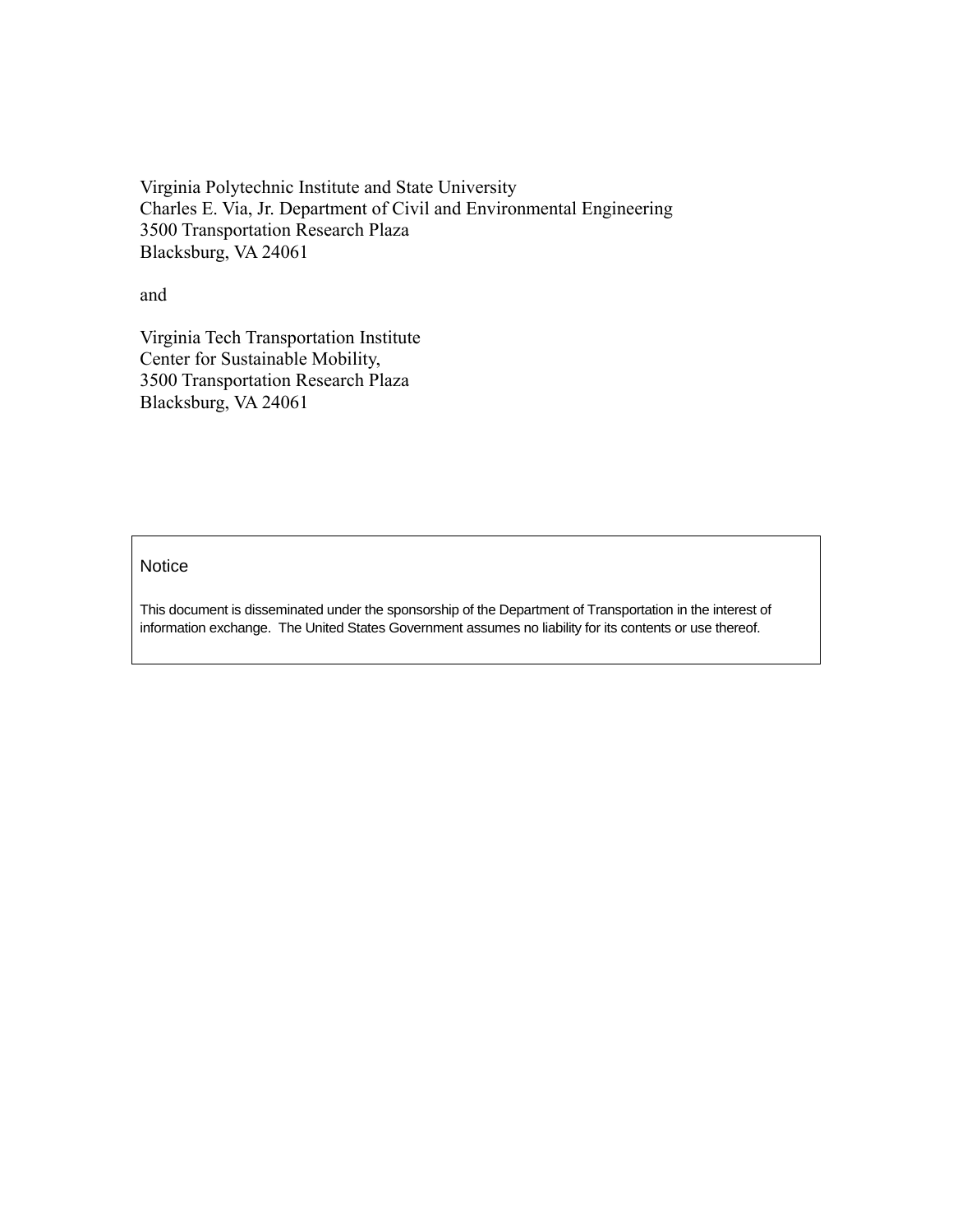Virginia Polytechnic Institute and State University
Charles E. Via, Jr. Department of Civil and Environmental Engineering
3500 Transportation Research Plaza
Blacksburg, VA 24061

and

Virginia Tech Transportation Institute
Center for Sustainable Mobility,
3500 Transportation Research Plaza
Blacksburg, VA 24061

Notice

This document is disseminated under the sponsorship of the Department of Transportation in the interest of information exchange. The United States Government assumes no liability for its contents or use thereof.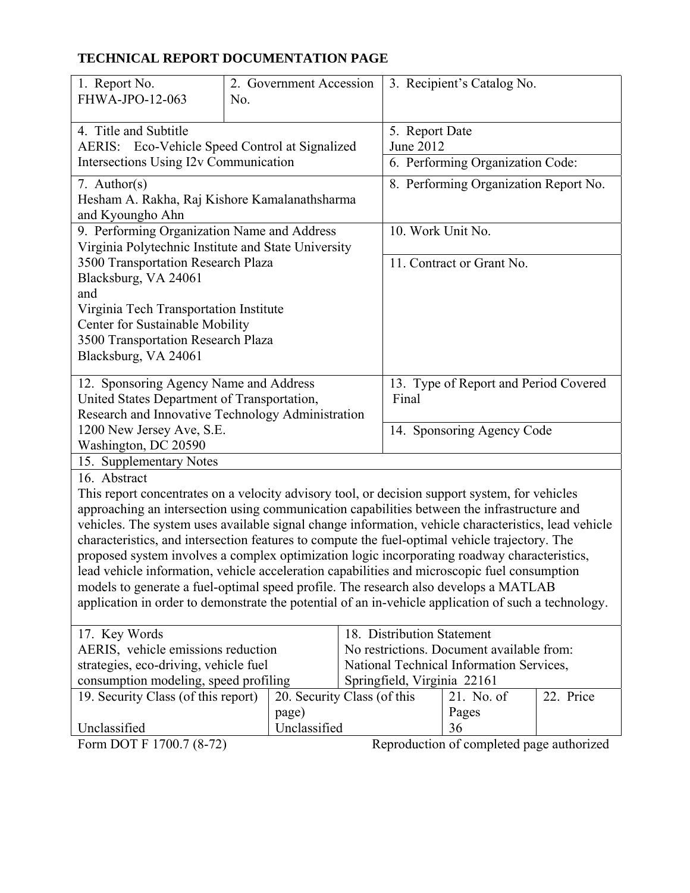# TECHNICAL REPORT DOCUMENTATION PAGE

| 1. Report No.<br>FHWA-JPO-12-063 | 2. Government Accession No. | 3. Recipient's Catalog No. |
|---|---|---|
| 4. Title and Subtitle<br>AERIS: Eco-Vehicle Speed Control at Signalized Intersections Using I2v Communication | | 5. Report Date<br>June 2012<br>6. Performing Organization Code: |
| 7. Author(s)<br>Hesham A. Rakha, Raj Kishore Kamalanathsharma and Kyoungho Ahn | | 8. Performing Organization Report No. |
| 9. Performing Organization Name and Address<br>Virginia Polytechnic Institute and State University<br>3500 Transportation Research Plaza<br>Blacksburg, VA 24061<br>and<br>Virginia Tech Transportation Institute<br>Center for Sustainable Mobility<br>3500 Transportation Research Plaza<br>Blacksburg, VA 24061 | | 10. Work Unit No.<br>11. Contract or Grant No. |
| 12. Sponsoring Agency Name and Address<br>United States Department of Transportation,<br>Research and Innovative Technology Administration<br>1200 New Jersey Ave, S.E.<br>Washington, DC 20590 | | 13. Type of Report and Period Covered<br>Final<br>14. Sponsoring Agency Code |
| 15. Supplementary Notes | | |

16. Abstract

This report concentrates on a velocity advisory tool, or decision support system, for vehicles approaching an intersection using communication capabilities between the infrastructure and vehicles. The system uses available signal change information, vehicle characteristics, lead vehicle characteristics, and intersection features to compute the fuel-optimal vehicle trajectory. The proposed system involves a complex optimization logic incorporating roadway characteristics, lead vehicle information, vehicle acceleration capabilities and microscopic fuel consumption models to generate a fuel-optimal speed profile. The research also develops a MATLAB application in order to demonstrate the potential of an in-vehicle application of such a technology.

| 17. Key Words | 18. Distribution Statement |
|---|---|
| AERIS, vehicle emissions reduction strategies, eco-driving, vehicle fuel consumption modeling, speed profiling | No restrictions. Document available from: National Technical Information Services, Springfield, Virginia 22161 |

| 19. Security Class (of this report) | 20. Security Class (of this page) | 21. No. of Pages | 22. Price |
|---|---|---|---|
| Unclassified | Unclassified | 36 | |

Form DOT F 1700.7 (8-72) Reproduction of completed page authorized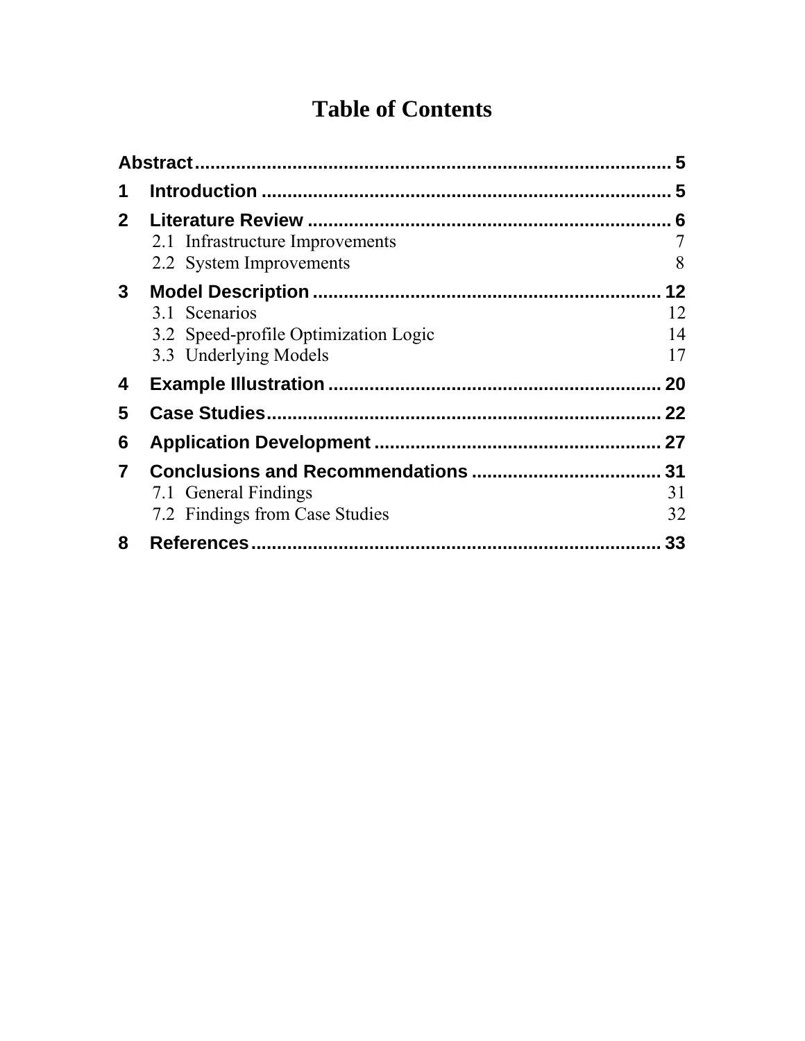# Table of Contents

**Abstract** ........................................................................................ 5

**1 Introduction** ................................................................................ 5

**2 Literature Review** ........................................................................ 6

- 2.1 Infrastructure Improvements ........................................................ 7
- 2.2 System Improvements ................................................................. 8

**3 Model Description** ..................................................................... 12

- 3.1 Scenarios ................................................................................... 12
- 3.2 Speed-profile Optimization Logic ............................................... 14
- 3.3 Underlying Models ..................................................................... 17

**4 Example Illustration** .................................................................. 20

**5 Case Studies** ............................................................................... 22

**6 Application Development** ......................................................... 27

**7 Conclusions and Recommendations** ........................................ 31

- 7.1 General Findings ........................................................................ 31
- 7.2 Findings from Case Studies ........................................................ 32

**8 References** .................................................................................. 33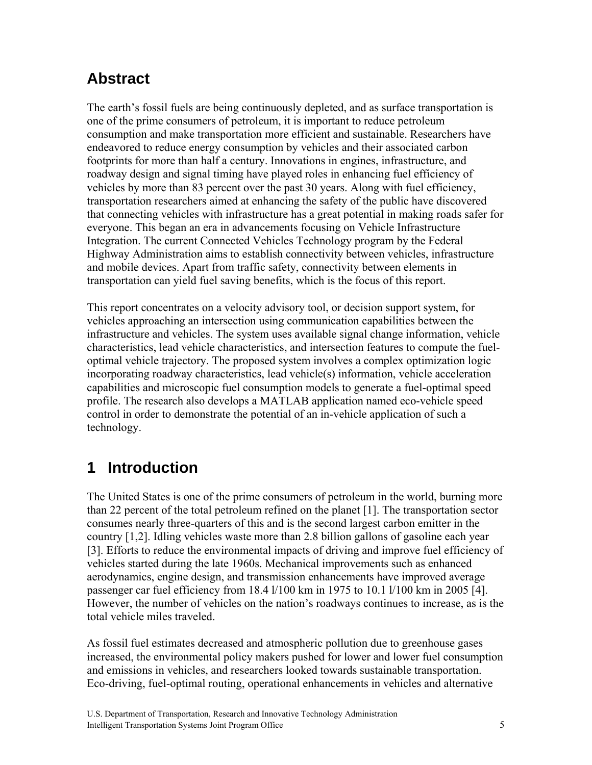## Abstract

The earth's fossil fuels are being continuously depleted, and as surface transportation is one of the prime consumers of petroleum, it is important to reduce petroleum consumption and make transportation more efficient and sustainable. Researchers have endeavored to reduce energy consumption by vehicles and their associated carbon footprints for more than half a century. Innovations in engines, infrastructure, and roadway design and signal timing have played roles in enhancing fuel efficiency of vehicles by more than 83 percent over the past 30 years. Along with fuel efficiency, transportation researchers aimed at enhancing the safety of the public have discovered that connecting vehicles with infrastructure has a great potential in making roads safer for everyone. This began an era in advancements focusing on Vehicle Infrastructure Integration. The current Connected Vehicles Technology program by the Federal Highway Administration aims to establish connectivity between vehicles, infrastructure and mobile devices. Apart from traffic safety, connectivity between elements in transportation can yield fuel saving benefits, which is the focus of this report.

This report concentrates on a velocity advisory tool, or decision support system, for vehicles approaching an intersection using communication capabilities between the infrastructure and vehicles. The system uses available signal change information, vehicle characteristics, lead vehicle characteristics, and intersection features to compute the fuel-optimal vehicle trajectory. The proposed system involves a complex optimization logic incorporating roadway characteristics, lead vehicle(s) information, vehicle acceleration capabilities and microscopic fuel consumption models to generate a fuel-optimal speed profile. The research also develops a MATLAB application named eco-vehicle speed control in order to demonstrate the potential of an in-vehicle application of such a technology.

# 1 Introduction

The United States is one of the prime consumers of petroleum in the world, burning more than 22 percent of the total petroleum refined on the planet [1]. The transportation sector consumes nearly three-quarters of this and is the second largest carbon emitter in the country [1,2]. Idling vehicles waste more than 2.8 billion gallons of gasoline each year [3]. Efforts to reduce the environmental impacts of driving and improve fuel efficiency of vehicles started during the late 1960s. Mechanical improvements such as enhanced aerodynamics, engine design, and transmission enhancements have improved average passenger car fuel efficiency from 18.4 l/100 km in 1975 to 10.1 l/100 km in 2005 [4]. However, the number of vehicles on the nation's roadways continues to increase, as is the total vehicle miles traveled.

As fossil fuel estimates decreased and atmospheric pollution due to greenhouse gases increased, the environmental policy makers pushed for lower and lower fuel consumption and emissions in vehicles, and researchers looked towards sustainable transportation. Eco-driving, fuel-optimal routing, operational enhancements in vehicles and alternative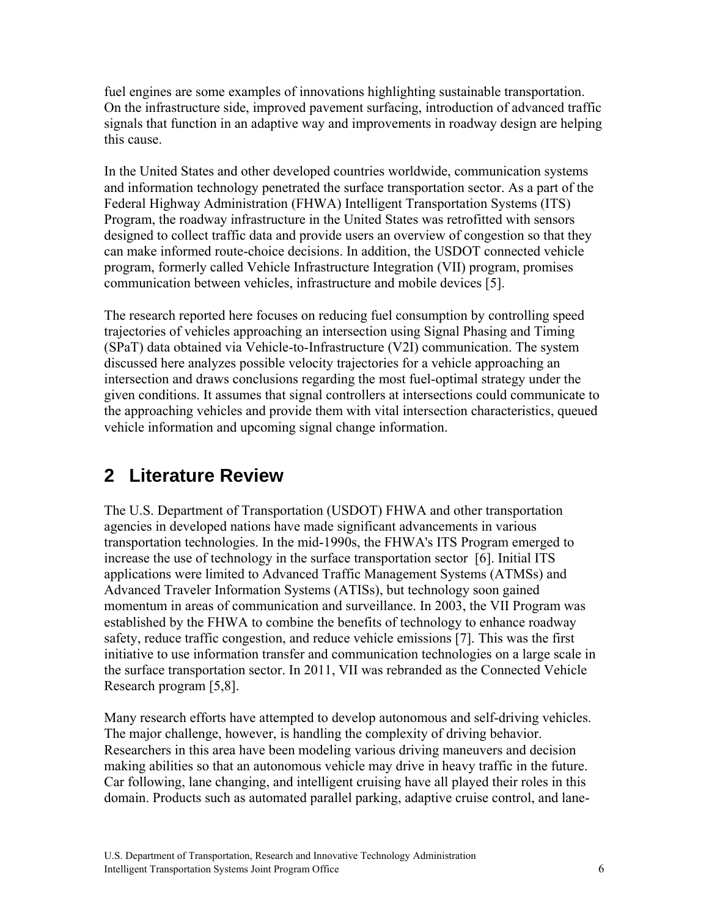fuel engines are some examples of innovations highlighting sustainable transportation. On the infrastructure side, improved pavement surfacing, introduction of advanced traffic signals that function in an adaptive way and improvements in roadway design are helping this cause.

In the United States and other developed countries worldwide, communication systems and information technology penetrated the surface transportation sector. As a part of the Federal Highway Administration (FHWA) Intelligent Transportation Systems (ITS) Program, the roadway infrastructure in the United States was retrofitted with sensors designed to collect traffic data and provide users an overview of congestion so that they can make informed route-choice decisions. In addition, the USDOT connected vehicle program, formerly called Vehicle Infrastructure Integration (VII) program, promises communication between vehicles, infrastructure and mobile devices [5].

The research reported here focuses on reducing fuel consumption by controlling speed trajectories of vehicles approaching an intersection using Signal Phasing and Timing (SPaT) data obtained via Vehicle-to-Infrastructure (V2I) communication. The system discussed here analyzes possible velocity trajectories for a vehicle approaching an intersection and draws conclusions regarding the most fuel-optimal strategy under the given conditions. It assumes that signal controllers at intersections could communicate to the approaching vehicles and provide them with vital intersection characteristics, queued vehicle information and upcoming signal change information.

# 2 Literature Review

The U.S. Department of Transportation (USDOT) FHWA and other transportation agencies in developed nations have made significant advancements in various transportation technologies. In the mid-1990s, the FHWA's ITS Program emerged to increase the use of technology in the surface transportation sector [6]. Initial ITS applications were limited to Advanced Traffic Management Systems (ATMSs) and Advanced Traveler Information Systems (ATISs), but technology soon gained momentum in areas of communication and surveillance. In 2003, the VII Program was established by the FHWA to combine the benefits of technology to enhance roadway safety, reduce traffic congestion, and reduce vehicle emissions [7]. This was the first initiative to use information transfer and communication technologies on a large scale in the surface transportation sector. In 2011, VII was rebranded as the Connected Vehicle Research program [5,8].

Many research efforts have attempted to develop autonomous and self-driving vehicles. The major challenge, however, is handling the complexity of driving behavior. Researchers in this area have been modeling various driving maneuvers and decision making abilities so that an autonomous vehicle may drive in heavy traffic in the future. Car following, lane changing, and intelligent cruising have all played their roles in this domain. Products such as automated parallel parking, adaptive cruise control, and lane-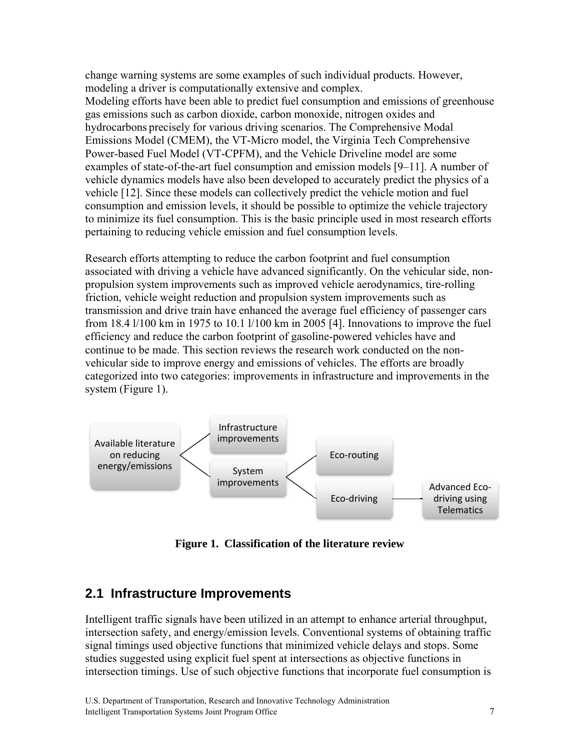change warning systems are some examples of such individual products. However, modeling a driver is computationally extensive and complex.
Modeling efforts have been able to predict fuel consumption and emissions of greenhouse gas emissions such as carbon dioxide, carbon monoxide, nitrogen oxides and hydrocarbons precisely for various driving scenarios. The Comprehensive Modal Emissions Model (CMEM), the VT-Micro model, the Virginia Tech Comprehensive Power-based Fuel Model (VT-CPFM), and the Vehicle Driveline model are some examples of state-of-the-art fuel consumption and emission models [9–11]. A number of vehicle dynamics models have also been developed to accurately predict the physics of a vehicle [12]. Since these models can collectively predict the vehicle motion and fuel consumption and emission levels, it should be possible to optimize the vehicle trajectory to minimize its fuel consumption. This is the basic principle used in most research efforts pertaining to reducing vehicle emission and fuel consumption levels.

Research efforts attempting to reduce the carbon footprint and fuel consumption associated with driving a vehicle have advanced significantly. On the vehicular side, non-propulsion system improvements such as improved vehicle aerodynamics, tire-rolling friction, vehicle weight reduction and propulsion system improvements such as transmission and drive train have enhanced the average fuel efficiency of passenger cars from 18.4 l/100 km in 1975 to 10.1 l/100 km in 2005 [4]. Innovations to improve the fuel efficiency and reduce the carbon footprint of gasoline-powered vehicles have and continue to be made. This section reviews the research work conducted on the non-vehicular side to improve energy and emissions of vehicles. The efforts are broadly categorized into two categories: improvements in infrastructure and improvements in the system (Figure 1).

- Available literature on reducing energy/emissions
  - Infrastructure improvements
  - System improvements
    - Eco-routing
    - Eco-driving
      - Advanced Eco-driving using Telematics

**Figure 1. Classification of the literature review**

## 2.1 Infrastructure Improvements

Intelligent traffic signals have been utilized in an attempt to enhance arterial throughput, intersection safety, and energy/emission levels. Conventional systems of obtaining traffic signal timings used objective functions that minimized vehicle delays and stops. Some studies suggested using explicit fuel spent at intersections as objective functions in intersection timings. Use of such objective functions that incorporate fuel consumption is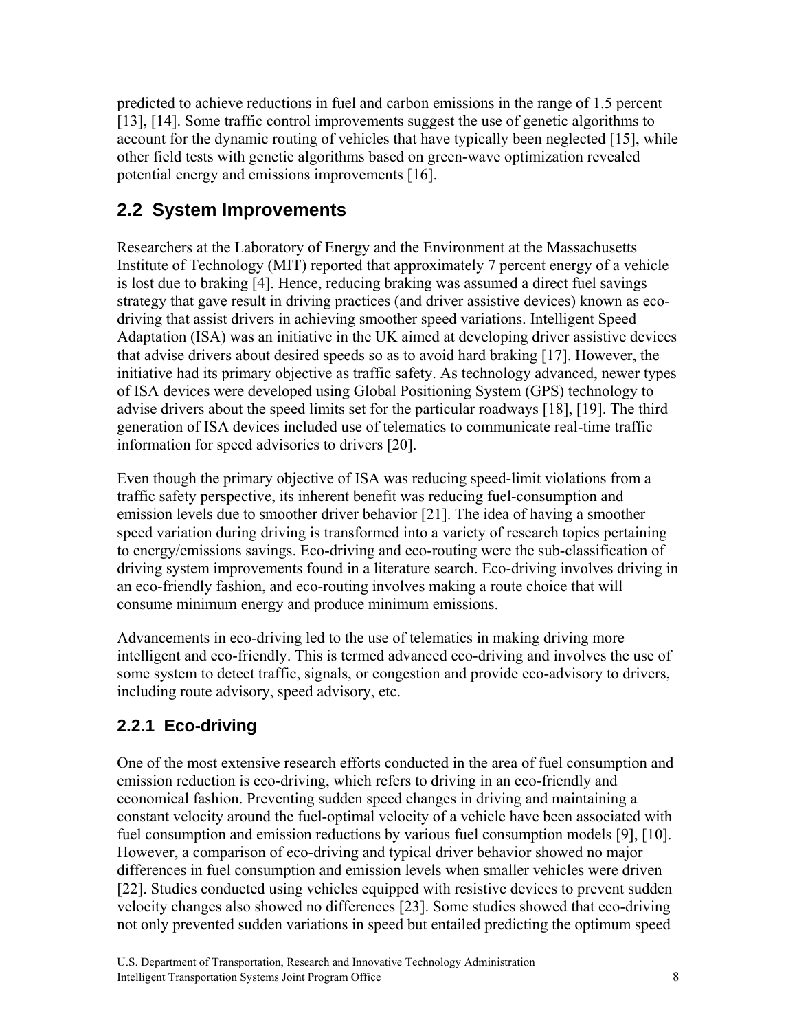predicted to achieve reductions in fuel and carbon emissions in the range of 1.5 percent [13], [14]. Some traffic control improvements suggest the use of genetic algorithms to account for the dynamic routing of vehicles that have typically been neglected [15], while other field tests with genetic algorithms based on green-wave optimization revealed potential energy and emissions improvements [16].

## 2.2 System Improvements

Researchers at the Laboratory of Energy and the Environment at the Massachusetts Institute of Technology (MIT) reported that approximately 7 percent energy of a vehicle is lost due to braking [4]. Hence, reducing braking was assumed a direct fuel savings strategy that gave result in driving practices (and driver assistive devices) known as eco-driving that assist drivers in achieving smoother speed variations. Intelligent Speed Adaptation (ISA) was an initiative in the UK aimed at developing driver assistive devices that advise drivers about desired speeds so as to avoid hard braking [17]. However, the initiative had its primary objective as traffic safety. As technology advanced, newer types of ISA devices were developed using Global Positioning System (GPS) technology to advise drivers about the speed limits set for the particular roadways [18], [19]. The third generation of ISA devices included use of telematics to communicate real-time traffic information for speed advisories to drivers [20].

Even though the primary objective of ISA was reducing speed-limit violations from a traffic safety perspective, its inherent benefit was reducing fuel-consumption and emission levels due to smoother driver behavior [21]. The idea of having a smoother speed variation during driving is transformed into a variety of research topics pertaining to energy/emissions savings. Eco-driving and eco-routing were the sub-classification of driving system improvements found in a literature search. Eco-driving involves driving in an eco-friendly fashion, and eco-routing involves making a route choice that will consume minimum energy and produce minimum emissions.

Advancements in eco-driving led to the use of telematics in making driving more intelligent and eco-friendly. This is termed advanced eco-driving and involves the use of some system to detect traffic, signals, or congestion and provide eco-advisory to drivers, including route advisory, speed advisory, etc.

### 2.2.1 Eco-driving

One of the most extensive research efforts conducted in the area of fuel consumption and emission reduction is eco-driving, which refers to driving in an eco-friendly and economical fashion. Preventing sudden speed changes in driving and maintaining a constant velocity around the fuel-optimal velocity of a vehicle have been associated with fuel consumption and emission reductions by various fuel consumption models [9], [10]. However, a comparison of eco-driving and typical driver behavior showed no major differences in fuel consumption and emission levels when smaller vehicles were driven [22]. Studies conducted using vehicles equipped with resistive devices to prevent sudden velocity changes also showed no differences [23]. Some studies showed that eco-driving not only prevented sudden variations in speed but entailed predicting the optimum speed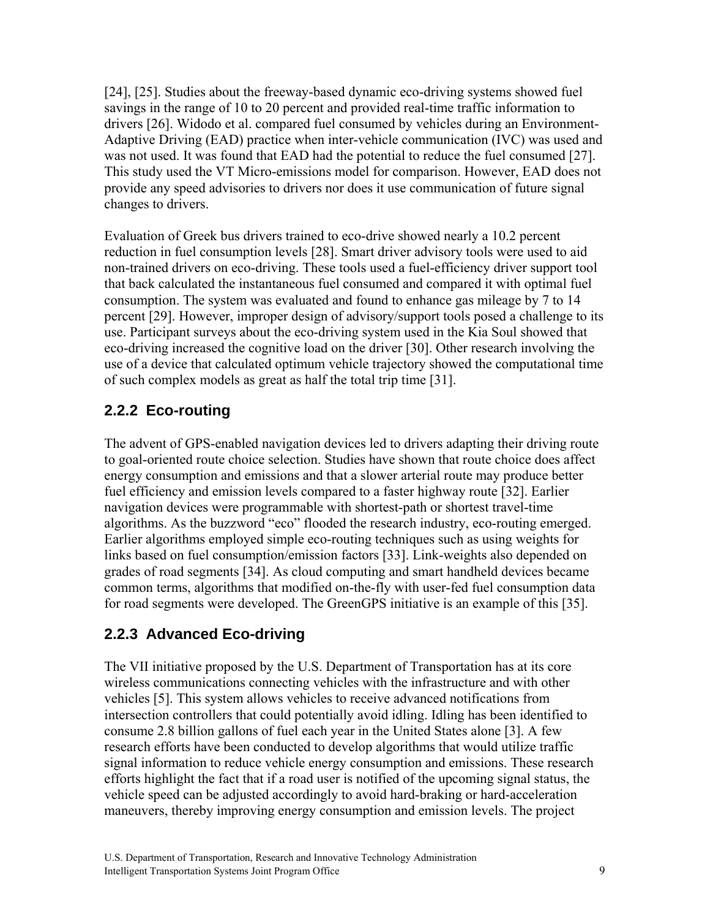[24], [25]. Studies about the freeway-based dynamic eco-driving systems showed fuel savings in the range of 10 to 20 percent and provided real-time traffic information to drivers [26]. Widodo et al. compared fuel consumed by vehicles during an Environment-Adaptive Driving (EAD) practice when inter-vehicle communication (IVC) was used and was not used. It was found that EAD had the potential to reduce the fuel consumed [27]. This study used the VT Micro-emissions model for comparison. However, EAD does not provide any speed advisories to drivers nor does it use communication of future signal changes to drivers.

Evaluation of Greek bus drivers trained to eco-drive showed nearly a 10.2 percent reduction in fuel consumption levels [28]. Smart driver advisory tools were used to aid non-trained drivers on eco-driving. These tools used a fuel-efficiency driver support tool that back calculated the instantaneous fuel consumed and compared it with optimal fuel consumption. The system was evaluated and found to enhance gas mileage by 7 to 14 percent [29]. However, improper design of advisory/support tools posed a challenge to its use. Participant surveys about the eco-driving system used in the Kia Soul showed that eco-driving increased the cognitive load on the driver [30]. Other research involving the use of a device that calculated optimum vehicle trajectory showed the computational time of such complex models as great as half the total trip time [31].

### 2.2.2 Eco-routing

The advent of GPS-enabled navigation devices led to drivers adapting their driving route to goal-oriented route choice selection. Studies have shown that route choice does affect energy consumption and emissions and that a slower arterial route may produce better fuel efficiency and emission levels compared to a faster highway route [32]. Earlier navigation devices were programmable with shortest-path or shortest travel-time algorithms. As the buzzword "eco" flooded the research industry, eco-routing emerged. Earlier algorithms employed simple eco-routing techniques such as using weights for links based on fuel consumption/emission factors [33]. Link-weights also depended on grades of road segments [34]. As cloud computing and smart handheld devices became common terms, algorithms that modified on-the-fly with user-fed fuel consumption data for road segments were developed. The GreenGPS initiative is an example of this [35].

### 2.2.3 Advanced Eco-driving

The VII initiative proposed by the U.S. Department of Transportation has at its core wireless communications connecting vehicles with the infrastructure and with other vehicles [5]. This system allows vehicles to receive advanced notifications from intersection controllers that could potentially avoid idling. Idling has been identified to consume 2.8 billion gallons of fuel each year in the United States alone [3]. A few research efforts have been conducted to develop algorithms that would utilize traffic signal information to reduce vehicle energy consumption and emissions. These research efforts highlight the fact that if a road user is notified of the upcoming signal status, the vehicle speed can be adjusted accordingly to avoid hard-braking or hard-acceleration maneuvers, thereby improving energy consumption and emission levels. The project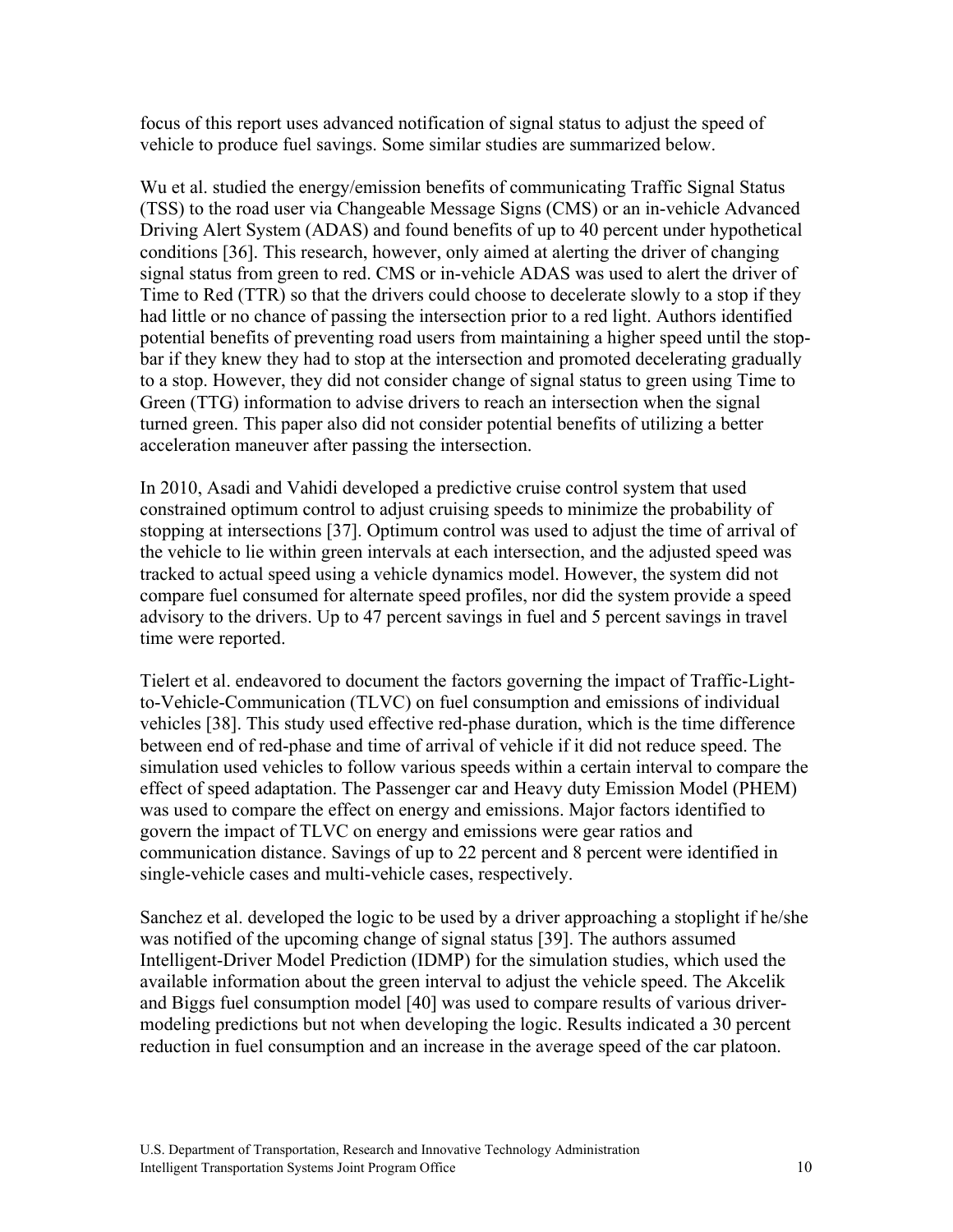focus of this report uses advanced notification of signal status to adjust the speed of vehicle to produce fuel savings. Some similar studies are summarized below.

Wu et al. studied the energy/emission benefits of communicating Traffic Signal Status (TSS) to the road user via Changeable Message Signs (CMS) or an in-vehicle Advanced Driving Alert System (ADAS) and found benefits of up to 40 percent under hypothetical conditions [36]. This research, however, only aimed at alerting the driver of changing signal status from green to red. CMS or in-vehicle ADAS was used to alert the driver of Time to Red (TTR) so that the drivers could choose to decelerate slowly to a stop if they had little or no chance of passing the intersection prior to a red light. Authors identified potential benefits of preventing road users from maintaining a higher speed until the stop-bar if they knew they had to stop at the intersection and promoted decelerating gradually to a stop. However, they did not consider change of signal status to green using Time to Green (TTG) information to advise drivers to reach an intersection when the signal turned green. This paper also did not consider potential benefits of utilizing a better acceleration maneuver after passing the intersection.

In 2010, Asadi and Vahidi developed a predictive cruise control system that used constrained optimum control to adjust cruising speeds to minimize the probability of stopping at intersections [37]. Optimum control was used to adjust the time of arrival of the vehicle to lie within green intervals at each intersection, and the adjusted speed was tracked to actual speed using a vehicle dynamics model. However, the system did not compare fuel consumed for alternate speed profiles, nor did the system provide a speed advisory to the drivers. Up to 47 percent savings in fuel and 5 percent savings in travel time were reported.

Tielert et al. endeavored to document the factors governing the impact of Traffic-Light-to-Vehicle-Communication (TLVC) on fuel consumption and emissions of individual vehicles [38]. This study used effective red-phase duration, which is the time difference between end of red-phase and time of arrival of vehicle if it did not reduce speed. The simulation used vehicles to follow various speeds within a certain interval to compare the effect of speed adaptation. The Passenger car and Heavy duty Emission Model (PHEM) was used to compare the effect on energy and emissions. Major factors identified to govern the impact of TLVC on energy and emissions were gear ratios and communication distance. Savings of up to 22 percent and 8 percent were identified in single-vehicle cases and multi-vehicle cases, respectively.

Sanchez et al. developed the logic to be used by a driver approaching a stoplight if he/she was notified of the upcoming change of signal status [39]. The authors assumed Intelligent-Driver Model Prediction (IDMP) for the simulation studies, which used the available information about the green interval to adjust the vehicle speed. The Akcelik and Biggs fuel consumption model [40] was used to compare results of various driver-modeling predictions but not when developing the logic. Results indicated a 30 percent reduction in fuel consumption and an increase in the average speed of the car platoon.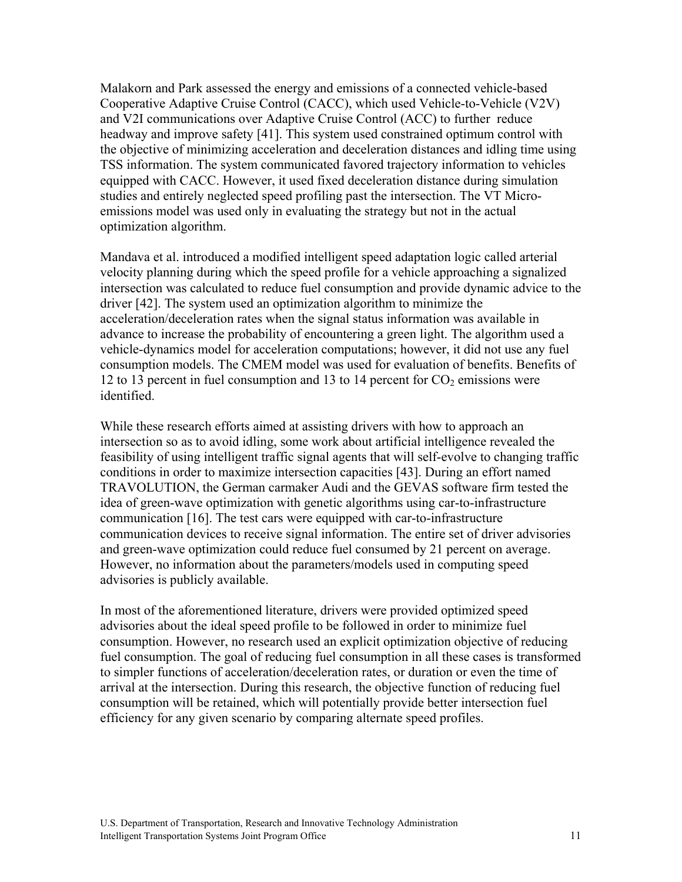Malakorn and Park assessed the energy and emissions of a connected vehicle-based Cooperative Adaptive Cruise Control (CACC), which used Vehicle-to-Vehicle (V2V) and V2I communications over Adaptive Cruise Control (ACC) to further reduce headway and improve safety [41]. This system used constrained optimum control with the objective of minimizing acceleration and deceleration distances and idling time using TSS information. The system communicated favored trajectory information to vehicles equipped with CACC. However, it used fixed deceleration distance during simulation studies and entirely neglected speed profiling past the intersection. The VT Micro-emissions model was used only in evaluating the strategy but not in the actual optimization algorithm.

Mandava et al. introduced a modified intelligent speed adaptation logic called arterial velocity planning during which the speed profile for a vehicle approaching a signalized intersection was calculated to reduce fuel consumption and provide dynamic advice to the driver [42]. The system used an optimization algorithm to minimize the acceleration/deceleration rates when the signal status information was available in advance to increase the probability of encountering a green light. The algorithm used a vehicle-dynamics model for acceleration computations; however, it did not use any fuel consumption models. The CMEM model was used for evaluation of benefits. Benefits of 12 to 13 percent in fuel consumption and 13 to 14 percent for $CO_2$ emissions were identified.

While these research efforts aimed at assisting drivers with how to approach an intersection so as to avoid idling, some work about artificial intelligence revealed the feasibility of using intelligent traffic signal agents that will self-evolve to changing traffic conditions in order to maximize intersection capacities [43]. During an effort named TRAVOLUTION, the German carmaker Audi and the GEVAS software firm tested the idea of green-wave optimization with genetic algorithms using car-to-infrastructure communication [16]. The test cars were equipped with car-to-infrastructure communication devices to receive signal information. The entire set of driver advisories and green-wave optimization could reduce fuel consumed by 21 percent on average. However, no information about the parameters/models used in computing speed advisories is publicly available.

In most of the aforementioned literature, drivers were provided optimized speed advisories about the ideal speed profile to be followed in order to minimize fuel consumption. However, no research used an explicit optimization objective of reducing fuel consumption. The goal of reducing fuel consumption in all these cases is transformed to simpler functions of acceleration/deceleration rates, or duration or even the time of arrival at the intersection. During this research, the objective function of reducing fuel consumption will be retained, which will potentially provide better intersection fuel efficiency for any given scenario by comparing alternate speed profiles.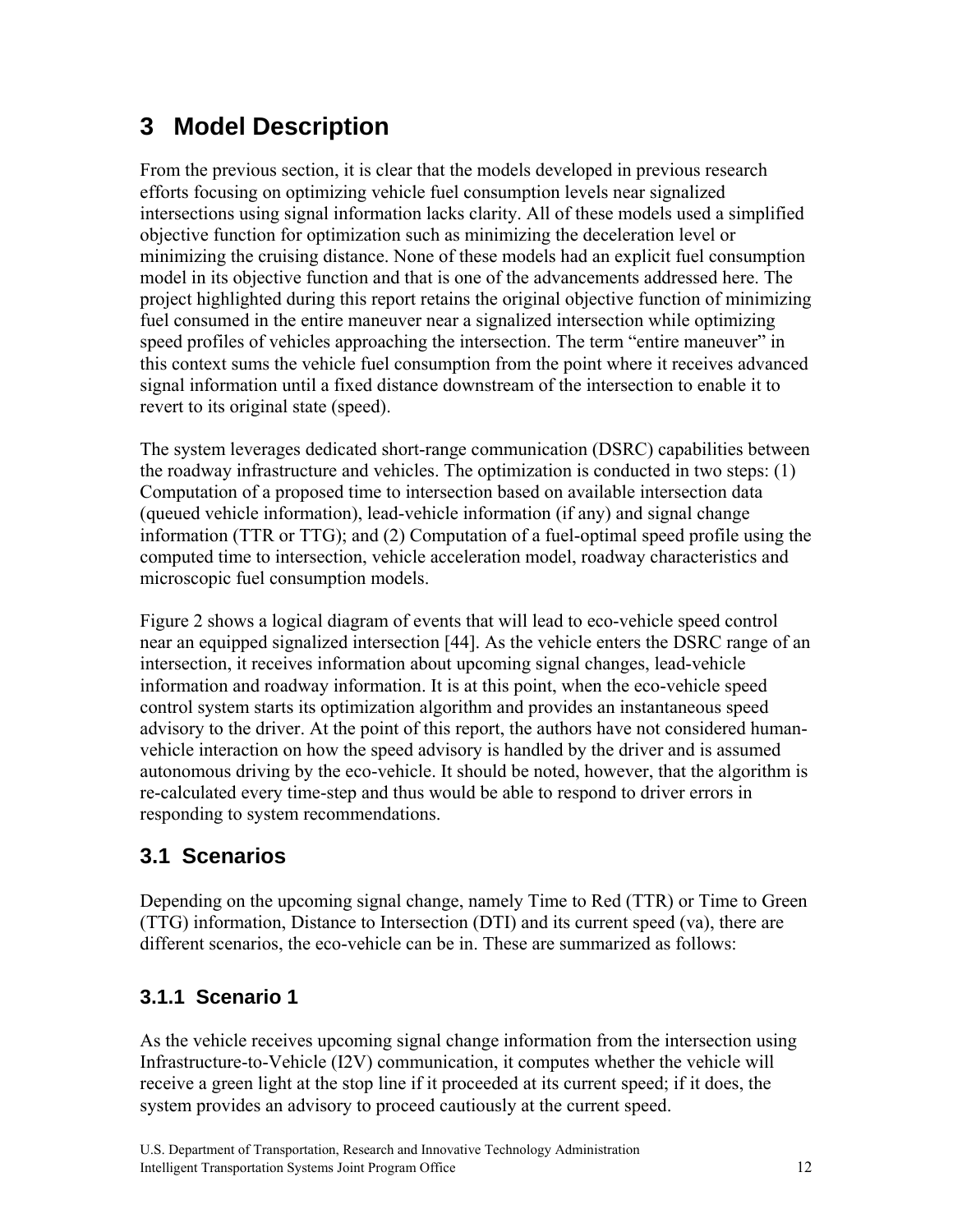# 3 Model Description

From the previous section, it is clear that the models developed in previous research efforts focusing on optimizing vehicle fuel consumption levels near signalized intersections using signal information lacks clarity. All of these models used a simplified objective function for optimization such as minimizing the deceleration level or minimizing the cruising distance. None of these models had an explicit fuel consumption model in its objective function and that is one of the advancements addressed here. The project highlighted during this report retains the original objective function of minimizing fuel consumed in the entire maneuver near a signalized intersection while optimizing speed profiles of vehicles approaching the intersection. The term "entire maneuver" in this context sums the vehicle fuel consumption from the point where it receives advanced signal information until a fixed distance downstream of the intersection to enable it to revert to its original state (speed).

The system leverages dedicated short-range communication (DSRC) capabilities between the roadway infrastructure and vehicles. The optimization is conducted in two steps: (1) Computation of a proposed time to intersection based on available intersection data (queued vehicle information), lead-vehicle information (if any) and signal change information (TTR or TTG); and (2) Computation of a fuel-optimal speed profile using the computed time to intersection, vehicle acceleration model, roadway characteristics and microscopic fuel consumption models.

Figure 2 shows a logical diagram of events that will lead to eco-vehicle speed control near an equipped signalized intersection [44]. As the vehicle enters the DSRC range of an intersection, it receives information about upcoming signal changes, lead-vehicle information and roadway information. It is at this point, when the eco-vehicle speed control system starts its optimization algorithm and provides an instantaneous speed advisory to the driver. At the point of this report, the authors have not considered human-vehicle interaction on how the speed advisory is handled by the driver and is assumed autonomous driving by the eco-vehicle. It should be noted, however, that the algorithm is re-calculated every time-step and thus would be able to respond to driver errors in responding to system recommendations.

## 3.1 Scenarios

Depending on the upcoming signal change, namely Time to Red (TTR) or Time to Green (TTG) information, Distance to Intersection (DTI) and its current speed ($v_a$), there are different scenarios, the eco-vehicle can be in. These are summarized as follows:

### 3.1.1 Scenario 1

As the vehicle receives upcoming signal change information from the intersection using Infrastructure-to-Vehicle (I2V) communication, it computes whether the vehicle will receive a green light at the stop line if it proceeded at its current speed; if it does, the system provides an advisory to proceed cautiously at the current speed.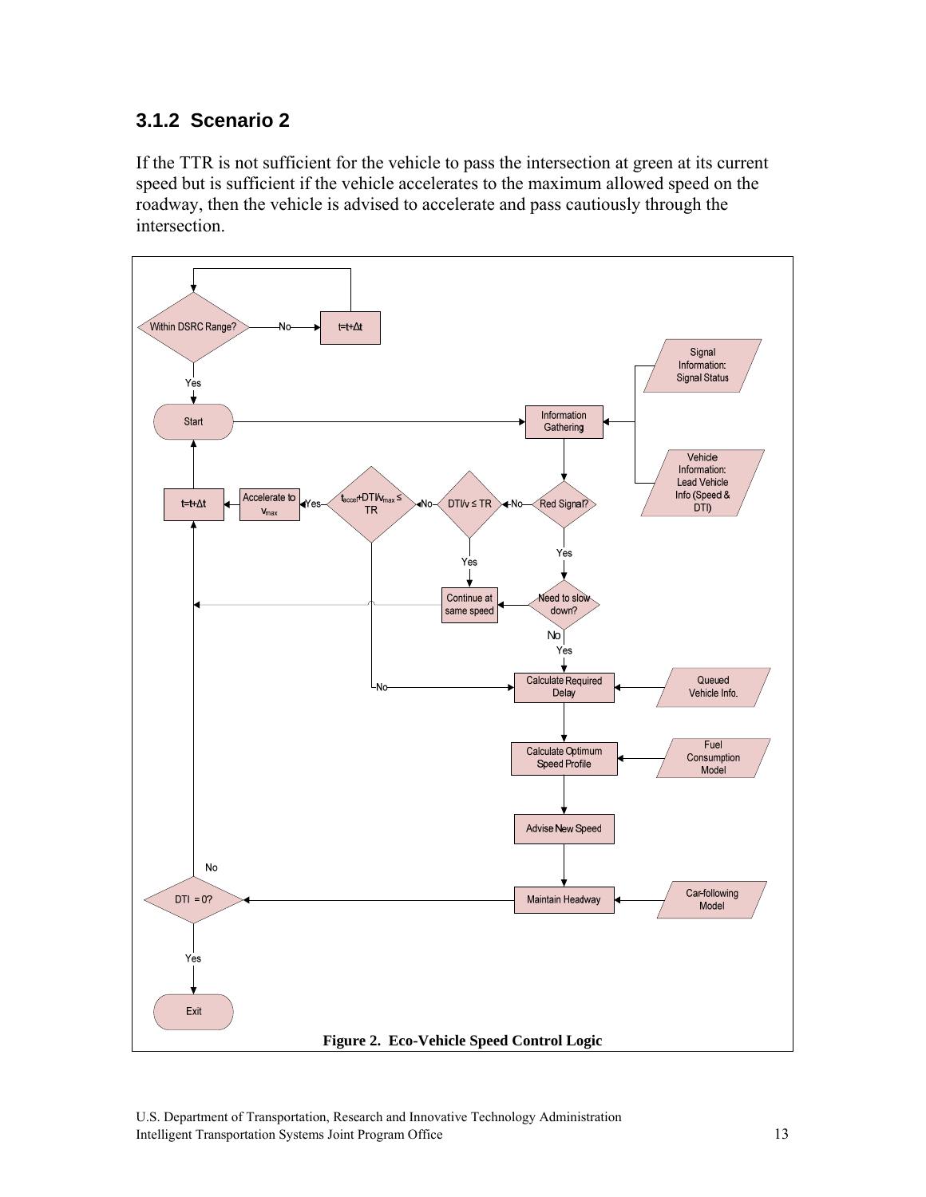### 3.1.2 Scenario 2

If the TTR is not sufficient for the vehicle to pass the intersection at green at its current speed but is sufficient if the vehicle accelerates to the maximum allowed speed on the roadway, then the vehicle is advised to accelerate and pass cautiously through the intersection.

**Figure 2. Eco-Vehicle Speed Control Logic**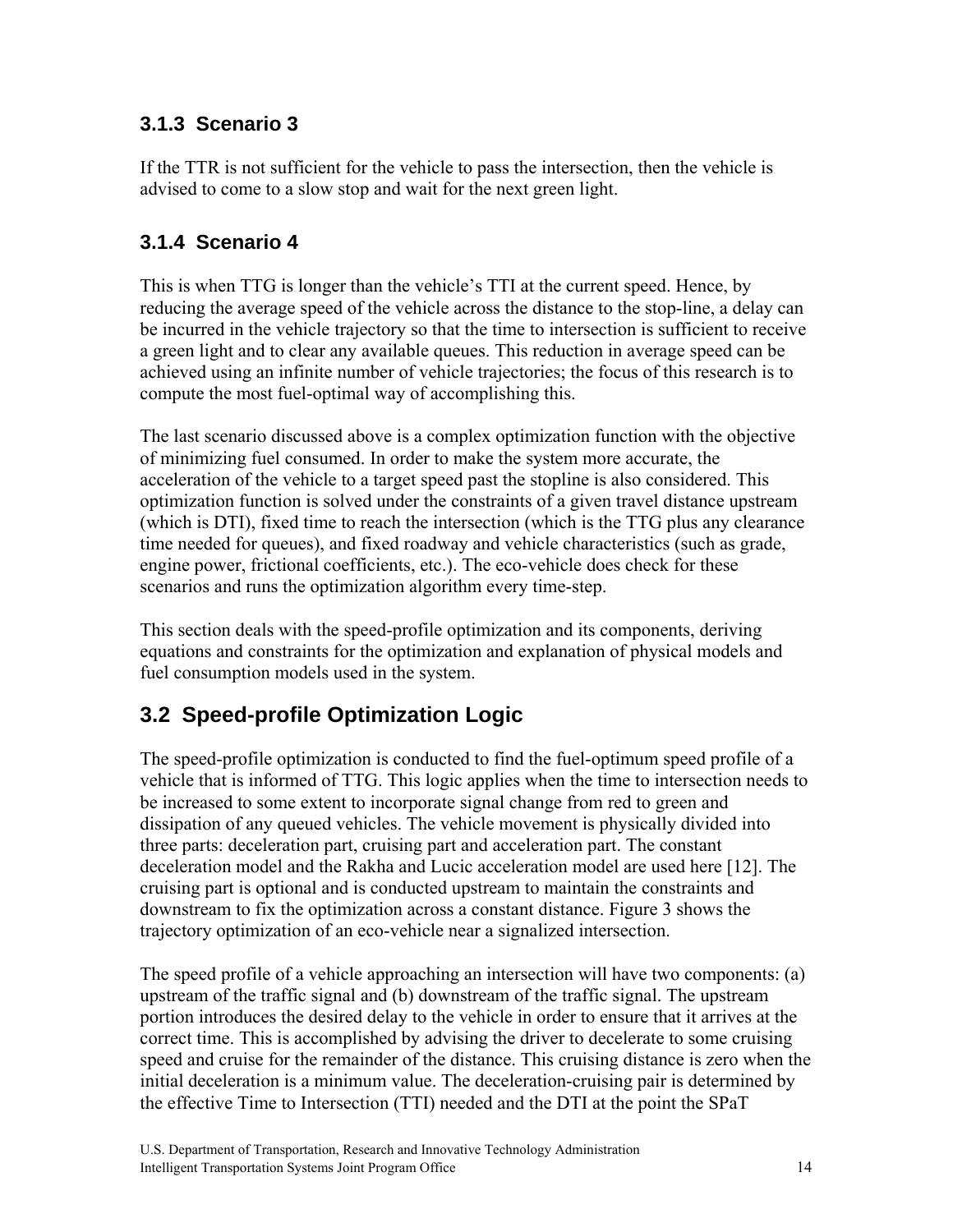### 3.1.3 Scenario 3

If the TTR is not sufficient for the vehicle to pass the intersection, then the vehicle is advised to come to a slow stop and wait for the next green light.

### 3.1.4 Scenario 4

This is when TTG is longer than the vehicle's TTI at the current speed. Hence, by reducing the average speed of the vehicle across the distance to the stop-line, a delay can be incurred in the vehicle trajectory so that the time to intersection is sufficient to receive a green light and to clear any available queues. This reduction in average speed can be achieved using an infinite number of vehicle trajectories; the focus of this research is to compute the most fuel-optimal way of accomplishing this.

The last scenario discussed above is a complex optimization function with the objective of minimizing fuel consumed. In order to make the system more accurate, the acceleration of the vehicle to a target speed past the stopline is also considered. This optimization function is solved under the constraints of a given travel distance upstream (which is DTI), fixed time to reach the intersection (which is the TTG plus any clearance time needed for queues), and fixed roadway and vehicle characteristics (such as grade, engine power, frictional coefficients, etc.). The eco-vehicle does check for these scenarios and runs the optimization algorithm every time-step.

This section deals with the speed-profile optimization and its components, deriving equations and constraints for the optimization and explanation of physical models and fuel consumption models used in the system.

## 3.2 Speed-profile Optimization Logic

The speed-profile optimization is conducted to find the fuel-optimum speed profile of a vehicle that is informed of TTG. This logic applies when the time to intersection needs to be increased to some extent to incorporate signal change from red to green and dissipation of any queued vehicles. The vehicle movement is physically divided into three parts: deceleration part, cruising part and acceleration part. The constant deceleration model and the Rakha and Lucic acceleration model are used here [12]. The cruising part is optional and is conducted upstream to maintain the constraints and downstream to fix the optimization across a constant distance. Figure 3 shows the trajectory optimization of an eco-vehicle near a signalized intersection.

The speed profile of a vehicle approaching an intersection will have two components: (a) upstream of the traffic signal and (b) downstream of the traffic signal. The upstream portion introduces the desired delay to the vehicle in order to ensure that it arrives at the correct time. This is accomplished by advising the driver to decelerate to some cruising speed and cruise for the remainder of the distance. This cruising distance is zero when the initial deceleration is a minimum value. The deceleration-cruising pair is determined by the effective Time to Intersection (TTI) needed and the DTI at the point the SPaT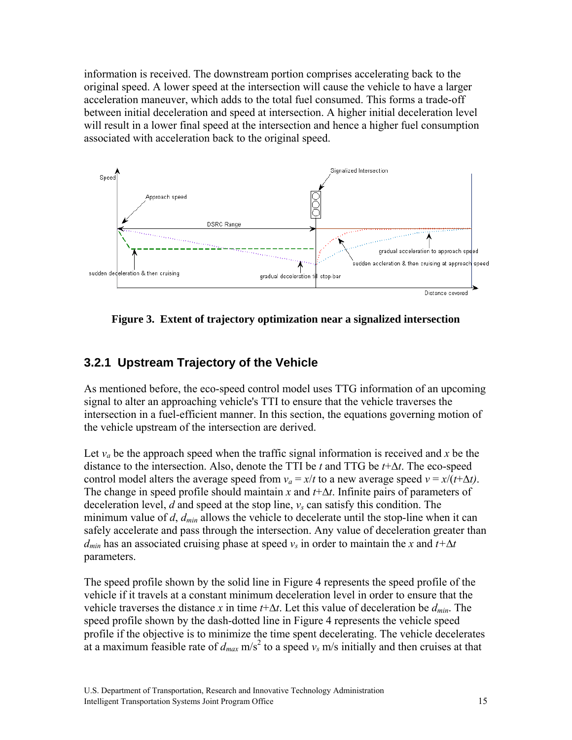information is received. The downstream portion comprises accelerating back to the original speed. A lower speed at the intersection will cause the vehicle to have a larger acceleration maneuver, which adds to the total fuel consumed. This forms a trade-off between initial deceleration and speed at intersection. A higher initial deceleration level will result in a lower final speed at the intersection and hence a higher fuel consumption associated with acceleration back to the original speed.

**Figure 3. Extent of trajectory optimization near a signalized intersection**

## 3.2.1 Upstream Trajectory of the Vehicle

As mentioned before, the eco-speed control model uses TTG information of an upcoming signal to alter an approaching vehicle's TTI to ensure that the vehicle traverses the intersection in a fuel-efficient manner. In this section, the equations governing motion of the vehicle upstream of the intersection are derived.

Let $v_a$ be the approach speed when the traffic signal information is received and $x$ be the distance to the intersection. Also, denote the TTI be $t$ and TTG be $t+\Delta t$. The eco-speed control model alters the average speed from $v_a = x/t$ to a new average speed $v = x/(t+\Delta t)$. The change in speed profile should maintain $x$ and $t+\Delta t$. Infinite pairs of parameters of deceleration level, $d$ and speed at the stop line, $v_s$ can satisfy this condition. The minimum value of $d$, $d_{min}$ allows the vehicle to decelerate until the stop-line when it can safely accelerate and pass through the intersection. Any value of deceleration greater than $d_{min}$ has an associated cruising phase at speed $v_s$ in order to maintain the $x$ and $t+\Delta t$ parameters.

The speed profile shown by the solid line in Figure 4 represents the speed profile of the vehicle if it travels at a constant minimum deceleration level in order to ensure that the vehicle traverses the distance $x$ in time $t+\Delta t$. Let this value of deceleration be $d_{min}$. The speed profile shown by the dash-dotted line in Figure 4 represents the vehicle speed profile if the objective is to minimize the time spent decelerating. The vehicle decelerates at a maximum feasible rate of $d_{max}$ m/s$^2$ to a speed $v_s$ m/s initially and then cruises at that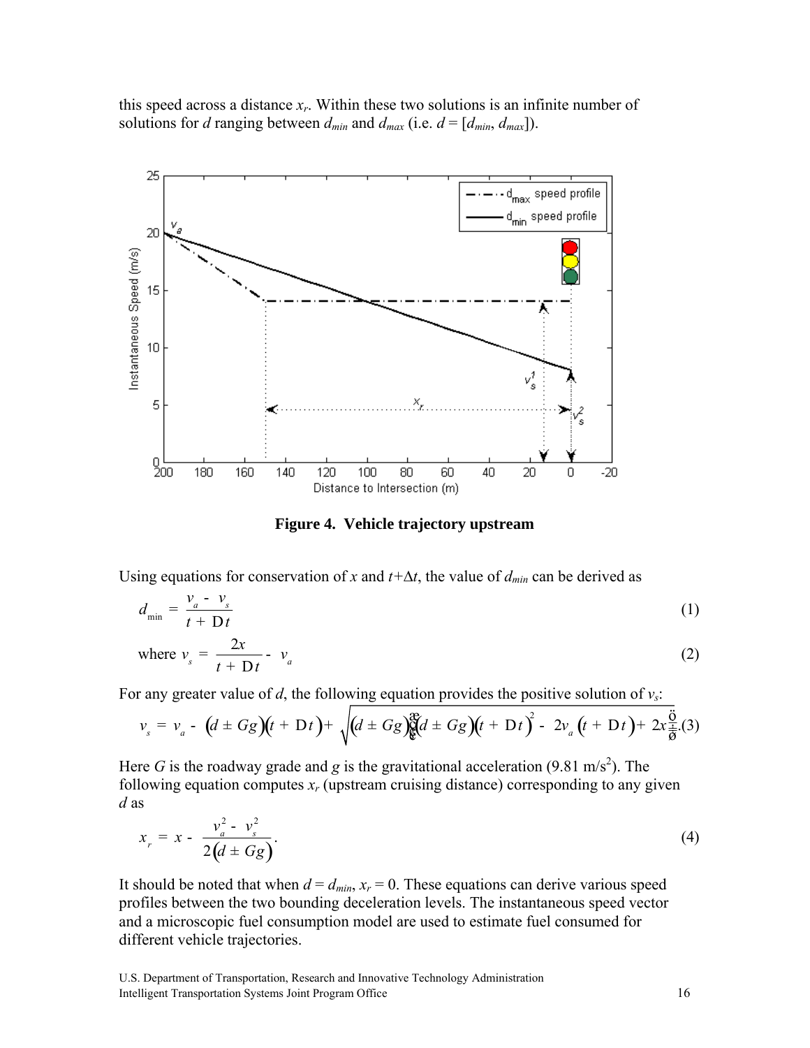this speed across a distance $x_r$. Within these two solutions is an infinite number of solutions for $d$ ranging between $d_{min}$ and $d_{max}$ (i.e. $d = [d_{min}, d_{max}]$).

**Figure 4. Vehicle trajectory upstream**

Using equations for conservation of $x$ and $t+\Delta t$, the value of $d_{min}$ can be derived as

$$d_{\min} = \frac{v_a - v_s}{t + \Delta t} \tag{1}$$

$$\text{where } v_s = \frac{2x}{t + \Delta t} - v_a \tag{2}$$

For any greater value of $d$, the following equation provides the positive solution of $v_s$:

$$v_s = v_a - (d \pm Gg)(t + \Delta t) + \sqrt{(d \pm Gg)\left((d \pm Gg)(t + \Delta t)^2 - 2v_a(t + \Delta t) + 2x\right)}. \tag{3}$$

Here $G$ is the roadway grade and $g$ is the gravitational acceleration (9.81 m/s$^2$). The following equation computes $x_r$ (upstream cruising distance) corresponding to any given $d$ as

$$x_r = x - \frac{v_a^2 - v_s^2}{2(d \pm Gg)}. \tag{4}$$

It should be noted that when $d = d_{min}$, $x_r = 0$. These equations can derive various speed profiles between the two bounding deceleration levels. The instantaneous speed vector and a microscopic fuel consumption model are used to estimate fuel consumed for different vehicle trajectories.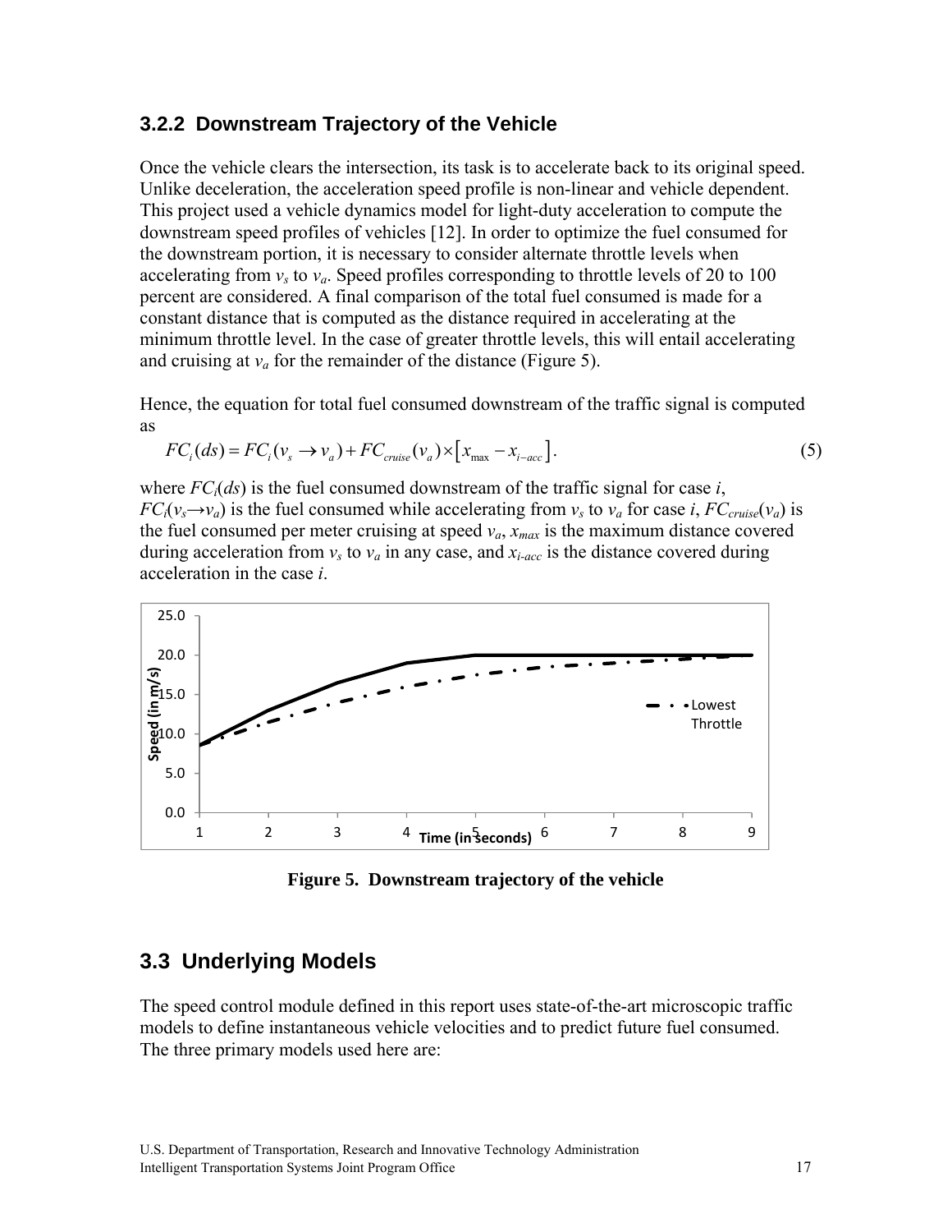### 3.2.2 Downstream Trajectory of the Vehicle

Once the vehicle clears the intersection, its task is to accelerate back to its original speed. Unlike deceleration, the acceleration speed profile is non-linear and vehicle dependent. This project used a vehicle dynamics model for light-duty acceleration to compute the downstream speed profiles of vehicles [12]. In order to optimize the fuel consumed for the downstream portion, it is necessary to consider alternate throttle levels when accelerating from $v_s$ to $v_a$. Speed profiles corresponding to throttle levels of 20 to 100 percent are considered. A final comparison of the total fuel consumed is made for a constant distance that is computed as the distance required in accelerating at the minimum throttle level. In the case of greater throttle levels, this will entail accelerating and cruising at $v_a$ for the remainder of the distance (Figure 5).

Hence, the equation for total fuel consumed downstream of the traffic signal is computed as

$$FC_i(ds) = FC_i(v_s \rightarrow v_a) + FC_{cruise}(v_a) \times \left[ x_{\max} - x_{i-acc} \right]. \tag{5}$$

where $FC_i(ds)$ is the fuel consumed downstream of the traffic signal for case $i$, $FC_i(v_s \rightarrow v_a)$ is the fuel consumed while accelerating from $v_s$ to $v_a$ for case $i$, $FC_{cruise}(v_a)$ is the fuel consumed per meter cruising at speed $v_a$, $x_{max}$ is the maximum distance covered during acceleration from $v_s$ to $v_a$ in any case, and $x_{i\text{-}acc}$ is the distance covered during acceleration in the case $i$.

**Figure 5. Downstream trajectory of the vehicle**

## 3.3 Underlying Models

The speed control module defined in this report uses state-of-the-art microscopic traffic models to define instantaneous vehicle velocities and to predict future fuel consumed. The three primary models used here are: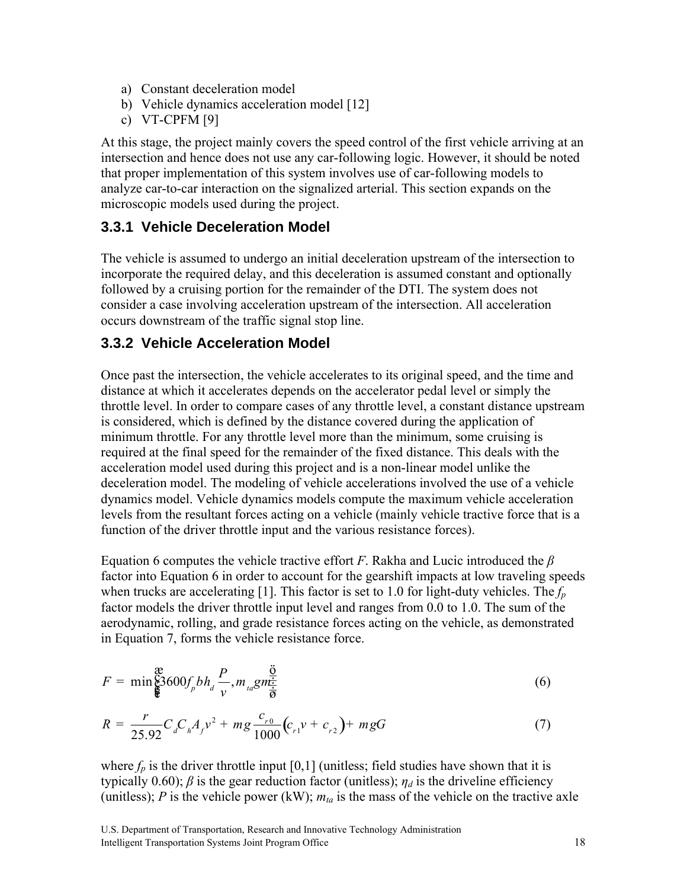a) Constant deceleration model
b) Vehicle dynamics acceleration model [12]
c) VT-CPFM [9]

At this stage, the project mainly covers the speed control of the first vehicle arriving at an intersection and hence does not use any car-following logic. However, it should be noted that proper implementation of this system involves use of car-following models to analyze car-to-car interaction on the signalized arterial. This section expands on the microscopic models used during the project.

### 3.3.1 Vehicle Deceleration Model

The vehicle is assumed to undergo an initial deceleration upstream of the intersection to incorporate the required delay, and this deceleration is assumed constant and optionally followed by a cruising portion for the remainder of the DTI. The system does not consider a case involving acceleration upstream of the intersection. All acceleration occurs downstream of the traffic signal stop line.

### 3.3.2 Vehicle Acceleration Model

Once past the intersection, the vehicle accelerates to its original speed, and the time and distance at which it accelerates depends on the accelerator pedal level or simply the throttle level. In order to compare cases of any throttle level, a constant distance upstream is considered, which is defined by the distance covered during the application of minimum throttle. For any throttle level more than the minimum, some cruising is required at the final speed for the remainder of the fixed distance. This deals with the acceleration model used during this project and is a non-linear model unlike the deceleration model. The modeling of vehicle accelerations involved the use of a vehicle dynamics model. Vehicle dynamics models compute the maximum vehicle acceleration levels from the resultant forces acting on a vehicle (mainly vehicle tractive force that is a function of the driver throttle input and the various resistance forces).

Equation 6 computes the vehicle tractive effort $F$. Rakha and Lucic introduced the $\beta$ factor into Equation 6 in order to account for the gearshift impacts at low traveling speeds when trucks are accelerating [1]. This factor is set to 1.0 for light-duty vehicles. The $f_p$ factor models the driver throttle input level and ranges from 0.0 to 1.0. The sum of the aerodynamic, rolling, and grade resistance forces acting on the vehicle, as demonstrated in Equation 7, forms the vehicle resistance force.

$$F = \min\left(3600 f_p \beta \eta_d \frac{P}{v}, m_{ta} g \mu\right) \tag{6}$$

$$R = \frac{\rho}{25.92} C_d C_h A_f v^2 + mg \frac{c_{r0}}{1000}\left(c_{r1} v + c_{r2}\right) + mgG \tag{7}$$

where $f_p$ is the driver throttle input [0,1] (unitless; field studies have shown that it is typically 0.60); $\beta$ is the gear reduction factor (unitless); $\eta_d$ is the driveline efficiency (unitless); $P$ is the vehicle power (kW); $m_{ta}$ is the mass of the vehicle on the tractive axle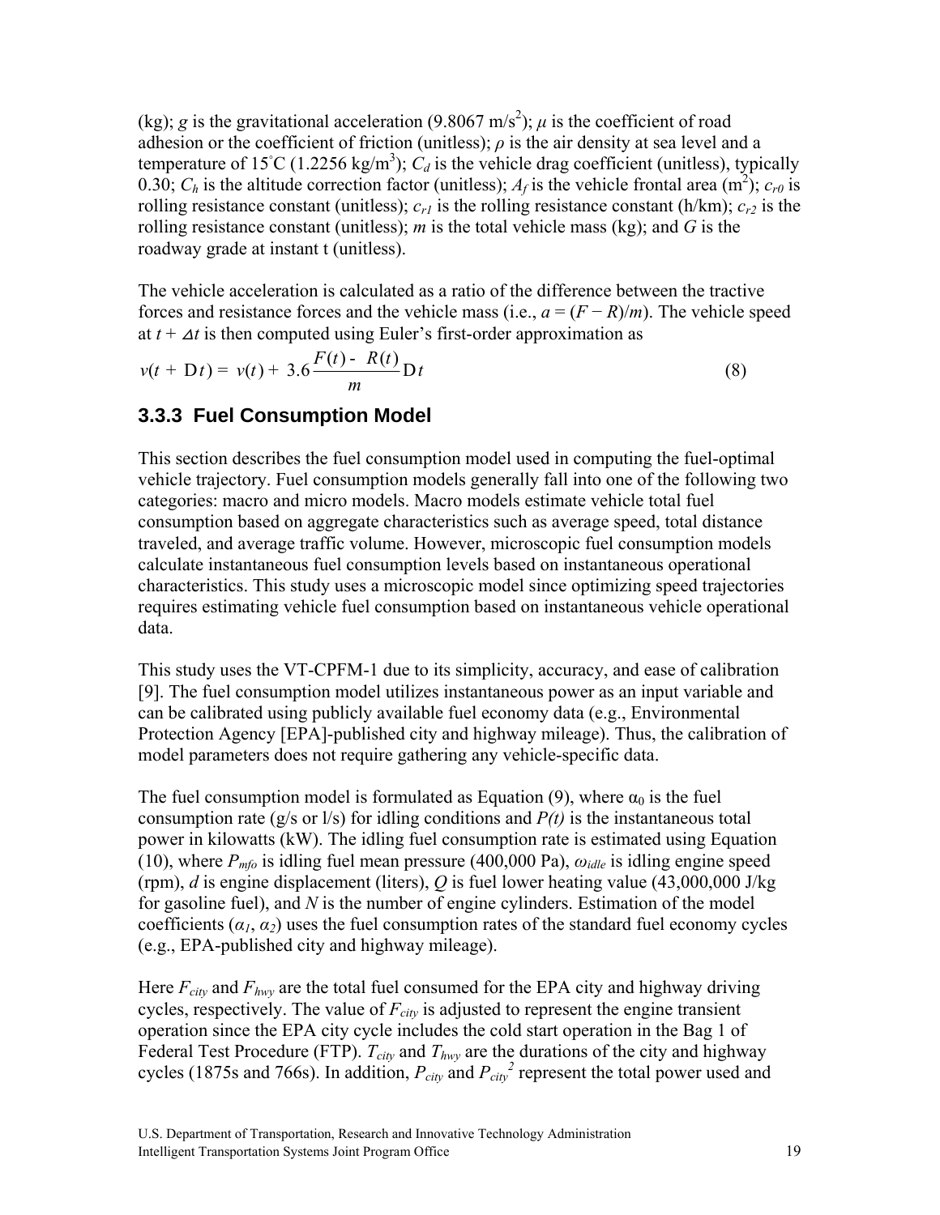(kg); $g$ is the gravitational acceleration (9.8067 m/s$^2$); $\mu$ is the coefficient of road adhesion or the coefficient of friction (unitless); $\rho$ is the air density at sea level and a temperature of 15°C (1.2256 kg/m$^3$); $C_d$ is the vehicle drag coefficient (unitless), typically 0.30; $C_h$ is the altitude correction factor (unitless); $A_f$ is the vehicle frontal area (m$^2$); $c_{r0}$ is rolling resistance constant (unitless); $c_{r1}$ is the rolling resistance constant (h/km); $c_{r2}$ is the rolling resistance constant (unitless); $m$ is the total vehicle mass (kg); and $G$ is the roadway grade at instant t (unitless).

The vehicle acceleration is calculated as a ratio of the difference between the tractive forces and resistance forces and the vehicle mass (i.e., $a = (F - R)/m$). The vehicle speed at $t + \Delta t$ is then computed using Euler's first-order approximation as

$$v(t + \Delta t) = v(t) + 3.6 \frac{F(t) - R(t)}{m} \Delta t \tag{8}$$

### 3.3.3 Fuel Consumption Model

This section describes the fuel consumption model used in computing the fuel-optimal vehicle trajectory. Fuel consumption models generally fall into one of the following two categories: macro and micro models. Macro models estimate vehicle total fuel consumption based on aggregate characteristics such as average speed, total distance traveled, and average traffic volume. However, microscopic fuel consumption models calculate instantaneous fuel consumption levels based on instantaneous operational characteristics. This study uses a microscopic model since optimizing speed trajectories requires estimating vehicle fuel consumption based on instantaneous vehicle operational data.

This study uses the VT-CPFM-1 due to its simplicity, accuracy, and ease of calibration [9]. The fuel consumption model utilizes instantaneous power as an input variable and can be calibrated using publicly available fuel economy data (e.g., Environmental Protection Agency [EPA]-published city and highway mileage). Thus, the calibration of model parameters does not require gathering any vehicle-specific data.

The fuel consumption model is formulated as Equation (9), where $\alpha_0$ is the fuel consumption rate (g/s or l/s) for idling conditions and $P(t)$ is the instantaneous total power in kilowatts (kW). The idling fuel consumption rate is estimated using Equation (10), where $P_{mfo}$ is idling fuel mean pressure (400,000 Pa), $\omega_{idle}$ is idling engine speed (rpm), $d$ is engine displacement (liters), $Q$ is fuel lower heating value (43,000,000 J/kg for gasoline fuel), and $N$ is the number of engine cylinders. Estimation of the model coefficients ($\alpha_1$, $\alpha_2$) uses the fuel consumption rates of the standard fuel economy cycles (e.g., EPA-published city and highway mileage).

Here $F_{city}$ and $F_{hwy}$ are the total fuel consumed for the EPA city and highway driving cycles, respectively. The value of $F_{city}$ is adjusted to represent the engine transient operation since the EPA city cycle includes the cold start operation in the Bag 1 of Federal Test Procedure (FTP). $T_{city}$ and $T_{hwy}$ are the durations of the city and highway cycles (1875s and 766s). In addition, $P_{city}$ and $P_{city}^2$ represent the total power used and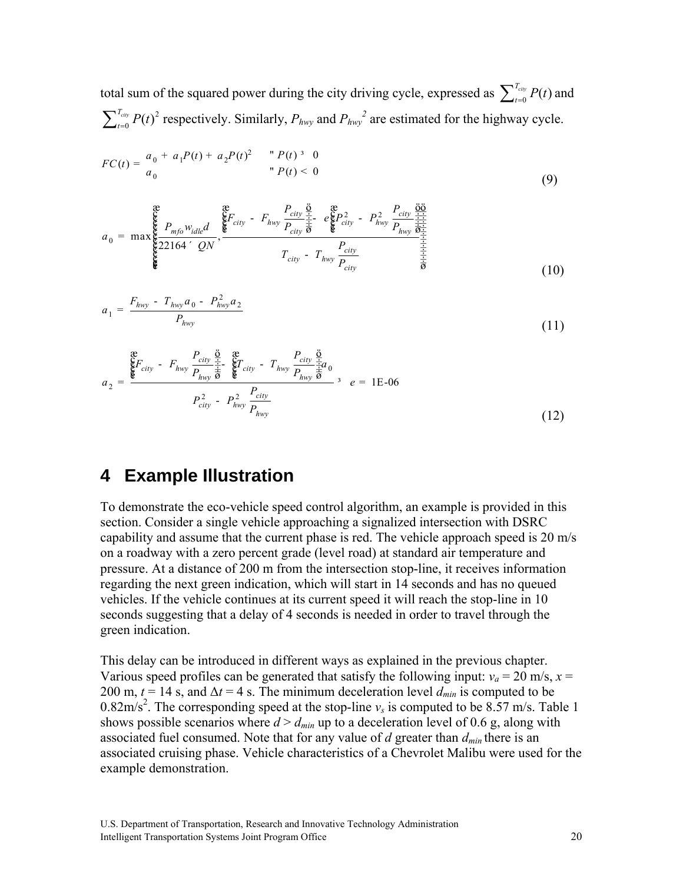total sum of the squared power during the city driving cycle, expressed as $\sum_{t=0}^{T_{city}} P(t)$ and $\sum_{t=0}^{T_{city}} P(t)^2$ respectively. Similarly, $P_{hwy}$ and $P_{hwy}{}^2$ are estimated for the highway cycle.

$$FC(t) = \begin{cases} a_0 + a_1 P(t) + a_2 P(t)^2 & \forall P(t) \geq 0 \\ a_0 & \forall P(t) < 0 \end{cases} \tag{9}$$

$$a_0 = \max\left( \frac{P_{mfo} w_{idle} d}{22164 \times QN}, \frac{\left( F_{city} - F_{hwy} \frac{P_{city}}{P_{city}} \right) - \varepsilon \left( P_{city}^2 - P_{hwy}^2 \frac{P_{city}}{P_{hwy}} \right)}{T_{city} - T_{hwy} \frac{P_{city}}{P_{city}}} \right) \tag{10}$$

$$a_1 = \frac{F_{hwy} - T_{hwy} a_0 - P_{hwy}^2 a_2}{P_{hwy}} \tag{11}$$

$$a_2 = \frac{\left( F_{city} - F_{hwy} \frac{P_{city}}{P_{hwy}} \right) - \left( T_{city} - T_{hwy} \frac{P_{city}}{P_{hwy}} \right) a_0}{P_{city}^2 - P_{hwy}^2 \frac{P_{city}}{P_{hwy}}} \geq \varepsilon = 1\text{E-}06 \tag{12}$$

# 4 Example Illustration

To demonstrate the eco-vehicle speed control algorithm, an example is provided in this section. Consider a single vehicle approaching a signalized intersection with DSRC capability and assume that the current phase is red. The vehicle approach speed is 20 m/s on a roadway with a zero percent grade (level road) at standard air temperature and pressure. At a distance of 200 m from the intersection stop-line, it receives information regarding the next green indication, which will start in 14 seconds and has no queued vehicles. If the vehicle continues at its current speed it will reach the stop-line in 10 seconds suggesting that a delay of 4 seconds is needed in order to travel through the green indication.

This delay can be introduced in different ways as explained in the previous chapter. Various speed profiles can be generated that satisfy the following input: $v_a$ = 20 m/s, $x$ = 200 m, $t$ = 14 s, and $\Delta t$ = 4 s. The minimum deceleration level $d_{min}$ is computed to be 0.82m/s$^2$. The corresponding speed at the stop-line $v_s$ is computed to be 8.57 m/s. Table 1 shows possible scenarios where $d > d_{min}$ up to a deceleration level of 0.6 g, along with associated fuel consumed. Note that for any value of $d$ greater than $d_{min}$ there is an associated cruising phase. Vehicle characteristics of a Chevrolet Malibu were used for the example demonstration.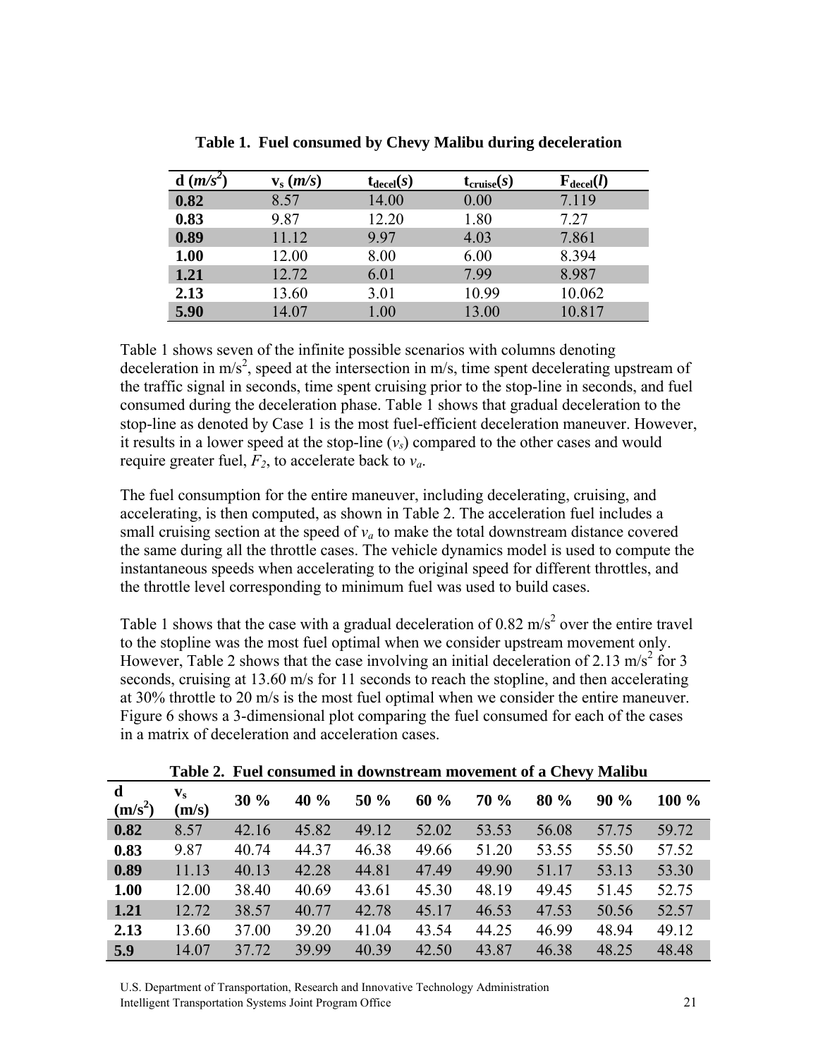**Table 1. Fuel consumed by Chevy Malibu during deceleration**

| d ($m/s^2$) | $v_s$ ($m/s$) | $t_{decel}$($s$) | $t_{cruise}$($s$) | $F_{decel}$($l$) |
|---|---|---|---|---|
| **0.82** | 8.57 | 14.00 | 0.00 | 7.119 |
| **0.83** | 9.87 | 12.20 | 1.80 | 7.27 |
| **0.89** | 11.12 | 9.97 | 4.03 | 7.861 |
| **1.00** | 12.00 | 8.00 | 6.00 | 8.394 |
| **1.21** | 12.72 | 6.01 | 7.99 | 8.987 |
| **2.13** | 13.60 | 3.01 | 10.99 | 10.062 |
| **5.90** | 14.07 | 1.00 | 13.00 | 10.817 |

Table 1 shows seven of the infinite possible scenarios with columns denoting deceleration in $m/s^2$, speed at the intersection in m/s, time spent decelerating upstream of the traffic signal in seconds, time spent cruising prior to the stop-line in seconds, and fuel consumed during the deceleration phase. Table 1 shows that gradual deceleration to the stop-line as denoted by Case 1 is the most fuel-efficient deceleration maneuver. However, it results in a lower speed at the stop-line ($v_s$) compared to the other cases and would require greater fuel, $F_2$, to accelerate back to $v_a$.

The fuel consumption for the entire maneuver, including decelerating, cruising, and accelerating, is then computed, as shown in Table 2. The acceleration fuel includes a small cruising section at the speed of $v_a$ to make the total downstream distance covered the same during all the throttle cases. The vehicle dynamics model is used to compute the instantaneous speeds when accelerating to the original speed for different throttles, and the throttle level corresponding to minimum fuel was used to build cases.

Table 1 shows that the case with a gradual deceleration of 0.82 $m/s^2$ over the entire travel to the stopline was the most fuel optimal when we consider upstream movement only. However, Table 2 shows that the case involving an initial deceleration of 2.13 $m/s^2$ for 3 seconds, cruising at 13.60 m/s for 11 seconds to reach the stopline, and then accelerating at 30% throttle to 20 m/s is the most fuel optimal when we consider the entire maneuver. Figure 6 shows a 3-dimensional plot comparing the fuel consumed for each of the cases in a matrix of deceleration and acceleration cases.

**Table 2. Fuel consumed in downstream movement of a Chevy Malibu**

| d ($m/s^2$) | $v_s$ (m/s) | 30 % | 40 % | 50 % | 60 % | 70 % | 80 % | 90 % | 100 % |
|---|---|---|---|---|---|---|---|---|---|
| **0.82** | 8.57 | 42.16 | 45.82 | 49.12 | 52.02 | 53.53 | 56.08 | 57.75 | 59.72 |
| **0.83** | 9.87 | 40.74 | 44.37 | 46.38 | 49.66 | 51.20 | 53.55 | 55.50 | 57.52 |
| **0.89** | 11.13 | 40.13 | 42.28 | 44.81 | 47.49 | 49.90 | 51.17 | 53.13 | 53.30 |
| **1.00** | 12.00 | 38.40 | 40.69 | 43.61 | 45.30 | 48.19 | 49.45 | 51.45 | 52.75 |
| **1.21** | 12.72 | 38.57 | 40.77 | 42.78 | 45.17 | 46.53 | 47.53 | 50.56 | 52.57 |
| **2.13** | 13.60 | 37.00 | 39.20 | 41.04 | 43.54 | 44.25 | 46.99 | 48.94 | 49.12 |
| **5.9** | 14.07 | 37.72 | 39.99 | 40.39 | 42.50 | 43.87 | 46.38 | 48.25 | 48.48 |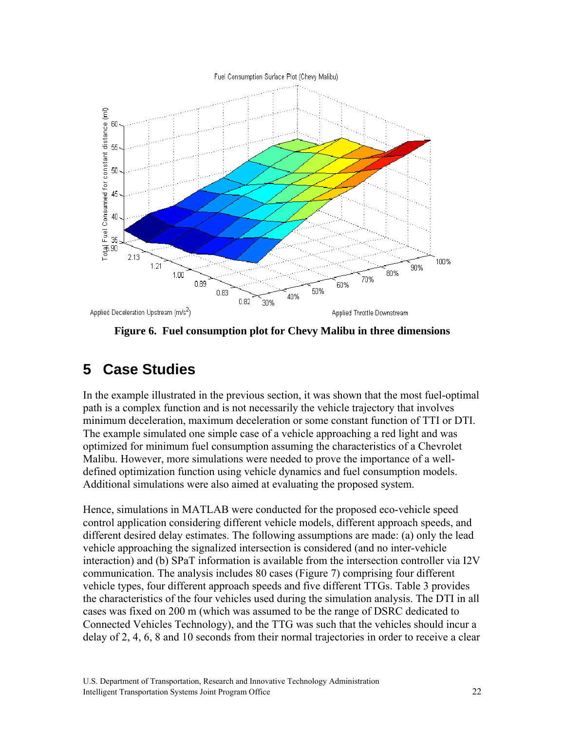**Figure 6. Fuel consumption plot for Chevy Malibu in three dimensions**

# 5 Case Studies

In the example illustrated in the previous section, it was shown that the most fuel-optimal path is a complex function and is not necessarily the vehicle trajectory that involves minimum deceleration, maximum deceleration or some constant function of TTI or DTI. The example simulated one simple case of a vehicle approaching a red light and was optimized for minimum fuel consumption assuming the characteristics of a Chevrolet Malibu. However, more simulations were needed to prove the importance of a well-defined optimization function using vehicle dynamics and fuel consumption models. Additional simulations were also aimed at evaluating the proposed system.

Hence, simulations in MATLAB were conducted for the proposed eco-vehicle speed control application considering different vehicle models, different approach speeds, and different desired delay estimates. The following assumptions are made: (a) only the lead vehicle approaching the signalized intersection is considered (and no inter-vehicle interaction) and (b) SPaT information is available from the intersection controller via I2V communication. The analysis includes 80 cases (Figure 7) comprising four different vehicle types, four different approach speeds and five different TTGs. Table 3 provides the characteristics of the four vehicles used during the simulation analysis. The DTI in all cases was fixed on 200 m (which was assumed to be the range of DSRC dedicated to Connected Vehicles Technology), and the TTG was such that the vehicles should incur a delay of 2, 4, 6, 8 and 10 seconds from their normal trajectories in order to receive a clear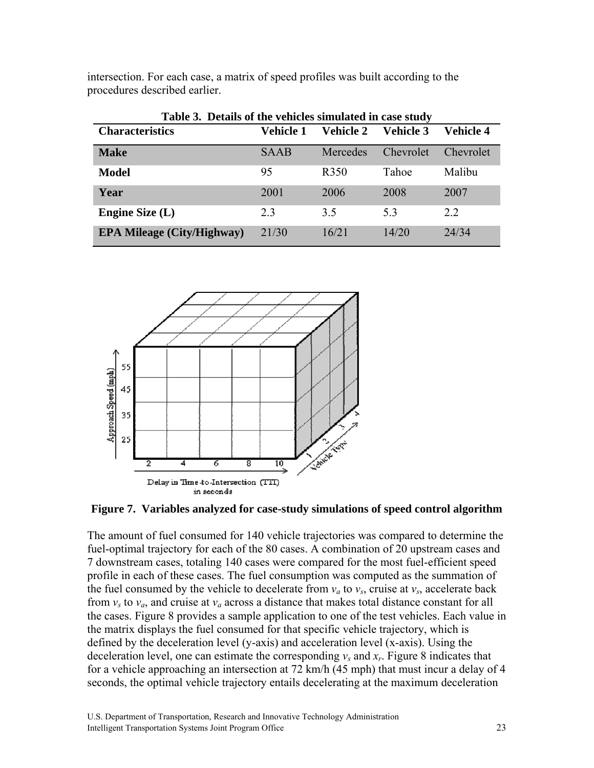intersection. For each case, a matrix of speed profiles was built according to the procedures described earlier.

**Table 3. Details of the vehicles simulated in case study**

| Characteristics | Vehicle 1 | Vehicle 2 | Vehicle 3 | Vehicle 4 |
|---|---|---|---|---|
| **Make** | SAAB | Mercedes | Chevrolet | Chevrolet |
| **Model** | 95 | R350 | Tahoe | Malibu |
| **Year** | 2001 | 2006 | 2008 | 2007 |
| **Engine Size (L)** | 2.3 | 3.5 | 5.3 | 2.2 |
| **EPA Mileage (City/Highway)** | 21/30 | 16/21 | 14/20 | 24/34 |

**Figure 7. Variables analyzed for case-study simulations of speed control algorithm**

The amount of fuel consumed for 140 vehicle trajectories was compared to determine the fuel-optimal trajectory for each of the 80 cases. A combination of 20 upstream cases and 7 downstream cases, totaling 140 cases were compared for the most fuel-efficient speed profile in each of these cases. The fuel consumption was computed as the summation of the fuel consumed by the vehicle to decelerate from $v_a$ to $v_s$, cruise at $v_s$, accelerate back from $v_s$ to $v_a$, and cruise at $v_a$ across a distance that makes total distance constant for all the cases. Figure 8 provides a sample application to one of the test vehicles. Each value in the matrix displays the fuel consumed for that specific vehicle trajectory, which is defined by the deceleration level (y-axis) and acceleration level (x-axis). Using the deceleration level, one can estimate the corresponding $v_s$ and $x_r$. Figure 8 indicates that for a vehicle approaching an intersection at 72 km/h (45 mph) that must incur a delay of 4 seconds, the optimal vehicle trajectory entails decelerating at the maximum deceleration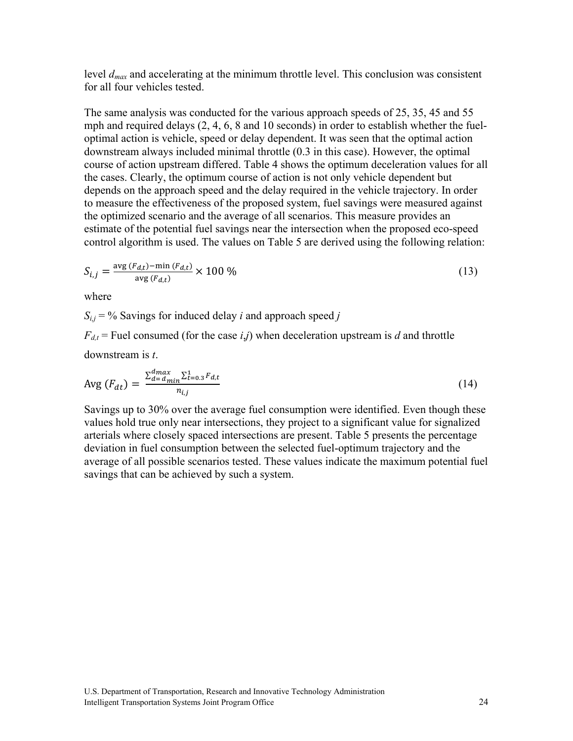level $d_{max}$ and accelerating at the minimum throttle level. This conclusion was consistent for all four vehicles tested.

The same analysis was conducted for the various approach speeds of 25, 35, 45 and 55 mph and required delays (2, 4, 6, 8 and 10 seconds) in order to establish whether the fuel-optimal action is vehicle, speed or delay dependent. It was seen that the optimal action downstream always included minimal throttle (0.3 in this case). However, the optimal course of action upstream differed. Table 4 shows the optimum deceleration values for all the cases. Clearly, the optimum course of action is not only vehicle dependent but depends on the approach speed and the delay required in the vehicle trajectory. In order to measure the effectiveness of the proposed system, fuel savings were measured against the optimized scenario and the average of all scenarios. This measure provides an estimate of the potential fuel savings near the intersection when the proposed eco-speed control algorithm is used. The values on Table 5 are derived using the following relation:

$$S_{i,j} = \frac{\text{avg}\,(F_{d,t}) - \min\,(F_{d,t})}{\text{avg}\,(F_{d,t})} \times 100\ \% \tag{13}$$

where

$S_{i,j}$ = % Savings for induced delay *i* and approach speed *j*

$F_{d,t}$ = Fuel consumed (for the case *i,j*) when deceleration upstream is *d* and throttle downstream is *t*.

$$\text{Avg}\,(F_{dt}) = \frac{\sum_{d=d_{min}}^{d_{max}} \sum_{t=0.3}^{1} F_{d,t}}{n_{i,j}} \tag{14}$$

Savings up to 30% over the average fuel consumption were identified. Even though these values hold true only near intersections, they project to a significant value for signalized arterials where closely spaced intersections are present. Table 5 presents the percentage deviation in fuel consumption between the selected fuel-optimum trajectory and the average of all possible scenarios tested. These values indicate the maximum potential fuel savings that can be achieved by such a system.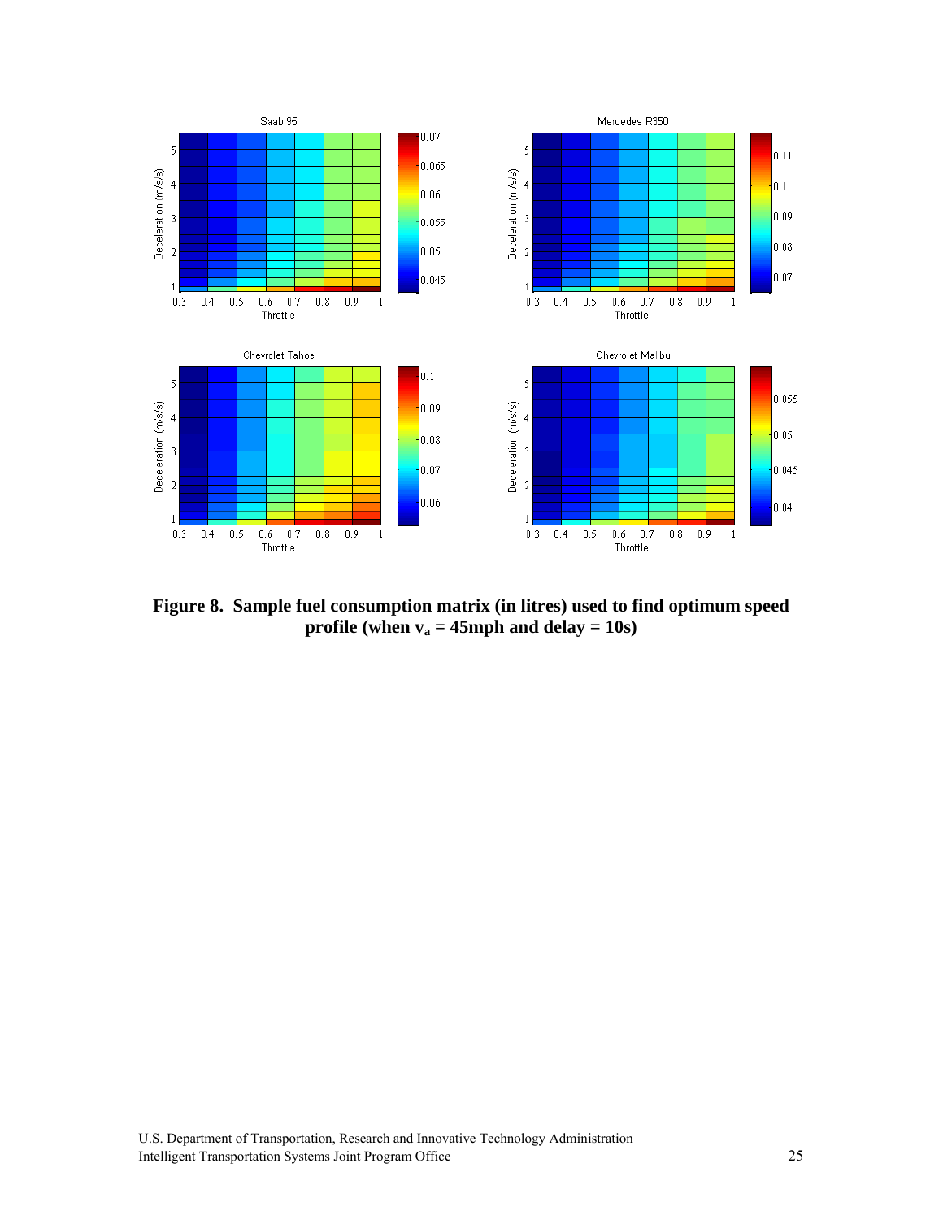**Figure 8. Sample fuel consumption matrix (in litres) used to find optimum speed profile (when $v_a$ = 45mph and delay = 10s)**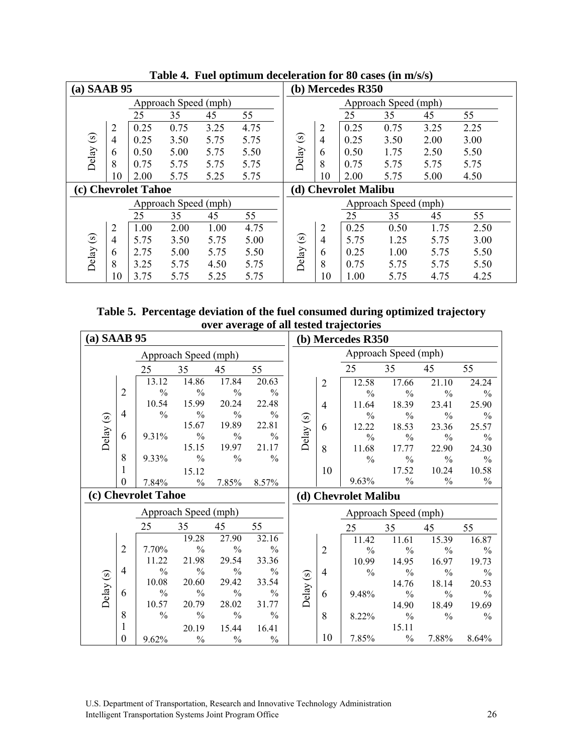**Table 4. Fuel optimum deceleration for 80 cases (in m/s/s)**

**(a) SAAB 95**

| Delay (s) | Approach Speed (mph) 25 | 35 | 45 | 55 |
|---|---|---|---|---|
| 2 | 0.25 | 0.75 | 3.25 | 4.75 |
| 4 | 0.25 | 3.50 | 5.75 | 5.75 |
| 6 | 0.50 | 5.00 | 5.75 | 5.50 |
| 8 | 0.75 | 5.75 | 5.75 | 5.75 |
| 10 | 2.00 | 5.75 | 5.25 | 5.75 |

**(b) Mercedes R350**

| Delay (s) | Approach Speed (mph) 25 | 35 | 45 | 55 |
|---|---|---|---|---|
| 2 | 0.25 | 0.75 | 3.25 | 2.25 |
| 4 | 0.25 | 3.50 | 2.00 | 3.00 |
| 6 | 0.50 | 1.75 | 2.50 | 5.50 |
| 8 | 0.75 | 5.75 | 5.75 | 5.75 |
| 10 | 2.00 | 5.75 | 5.00 | 4.50 |

**(c) Chevrolet Tahoe**

| Delay (s) | Approach Speed (mph) 25 | 35 | 45 | 55 |
|---|---|---|---|---|
| 2 | 1.00 | 2.00 | 1.00 | 4.75 |
| 4 | 5.75 | 3.50 | 5.75 | 5.00 |
| 6 | 2.75 | 5.00 | 5.75 | 5.50 |
| 8 | 3.25 | 5.75 | 4.50 | 5.75 |
| 10 | 3.75 | 5.75 | 5.25 | 5.75 |

**(d) Chevrolet Malibu**

| Delay (s) | Approach Speed (mph) 25 | 35 | 45 | 55 |
|---|---|---|---|---|
| 2 | 0.25 | 0.50 | 1.75 | 2.50 |
| 4 | 5.75 | 1.25 | 5.75 | 3.00 |
| 6 | 0.25 | 1.00 | 5.75 | 5.50 |
| 8 | 0.75 | 5.75 | 5.75 | 5.50 |
| 10 | 1.00 | 5.75 | 4.75 | 4.25 |

**Table 5. Percentage deviation of the fuel consumed during optimized trajectory over average of all tested trajectories**

**(a) SAAB 95**

| Delay (s) | Approach Speed (mph) 25 | 35 | 45 | 55 |
|---|---|---|---|---|
| 2 | 13.12% | 14.86% | 17.84% | 20.63% |
| 4 | 10.54% | 15.99% | 20.24% | 22.48% |
| 6 | 9.31% | 15.67% | 19.89% | 22.81% |
| 8 | 9.33% | 15.15% | 19.97% | 21.17% |
| 10 | 7.84% | 15.12% | 7.85% | 8.57% |

**(b) Mercedes R350**

| Delay (s) | Approach Speed (mph) 25 | 35 | 45 | 55 |
|---|---|---|---|---|
| 2 | 12.58% | 17.66% | 21.10% | 24.24% |
| 4 | 11.64% | 18.39% | 23.41% | 25.90% |
| 6 | 12.22% | 18.53% | 23.36% | 25.57% |
| 8 | 11.68% | 17.77% | 22.90% | 24.30% |
| 10 | 9.63% | 17.52% | 10.24% | 10.58% |

**(c) Chevrolet Tahoe**

| Delay (s) | Approach Speed (mph) 25 | 35 | 45 | 55 |
|---|---|---|---|---|
| 2 | 7.70% | 19.28% | 27.90% | 32.16% |
| 4 | 11.22% | 21.98% | 29.54% | 33.36% |
| 6 | 10.08% | 20.60% | 29.42% | 33.54% |
| 8 | 10.57% | 20.79% | 28.02% | 31.77% |
| 10 | 9.62% | 20.19% | 15.44% | 16.41% |

**(d) Chevrolet Malibu**

| Delay (s) | Approach Speed (mph) 25 | 35 | 45 | 55 |
|---|---|---|---|---|
| 2 | 11.42% | 11.61% | 15.39% | 16.87% |
| 4 | 10.99% | 14.95% | 16.97% | 19.73% |
| 6 | 9.48% | 14.76% | 18.14% | 20.53% |
| 8 | 8.22% | 14.90% | 18.49% | 19.69% |
| 10 | 7.85% | 15.11% | 7.88% | 8.64% |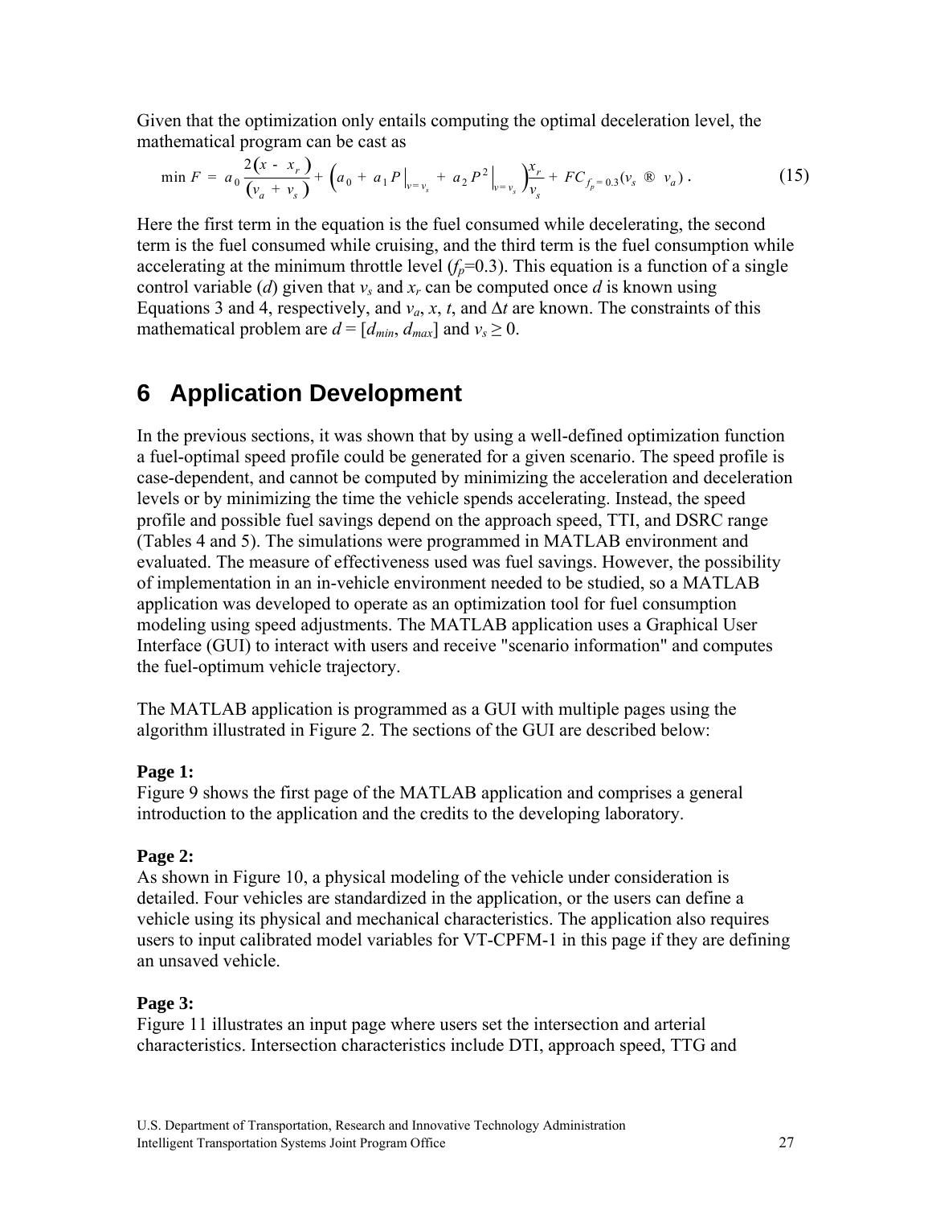Given that the optimization only entails computing the optimal deceleration level, the mathematical program can be cast as

$$\min F = a_0 \frac{2(x - x_r)}{(v_a + v_s)} + \left(a_0 + a_1 P\big|_{v=v_s} + a_2 P^2\big|_{v=v_s}\right)\frac{x_r}{v_s} + FC_{f_p=0.3}(v_s \rightarrow v_a)\,. \quad (15)$$

Here the first term in the equation is the fuel consumed while decelerating, the second term is the fuel consumed while cruising, and the third term is the fuel consumption while accelerating at the minimum throttle level ($f_p$=0.3). This equation is a function of a single control variable ($d$) given that $v_s$ and $x_r$ can be computed once $d$ is known using Equations 3 and 4, respectively, and $v_a$, $x$, $t$, and $\Delta t$ are known. The constraints of this mathematical problem are $d = [d_{min}, d_{max}]$ and $v_s \geq 0$.

# 6 Application Development

In the previous sections, it was shown that by using a well-defined optimization function a fuel-optimal speed profile could be generated for a given scenario. The speed profile is case-dependent, and cannot be computed by minimizing the acceleration and deceleration levels or by minimizing the time the vehicle spends accelerating. Instead, the speed profile and possible fuel savings depend on the approach speed, TTI, and DSRC range (Tables 4 and 5). The simulations were programmed in MATLAB environment and evaluated. The measure of effectiveness used was fuel savings. However, the possibility of implementation in an in-vehicle environment needed to be studied, so a MATLAB application was developed to operate as an optimization tool for fuel consumption modeling using speed adjustments. The MATLAB application uses a Graphical User Interface (GUI) to interact with users and receive "scenario information" and computes the fuel-optimum vehicle trajectory.

The MATLAB application is programmed as a GUI with multiple pages using the algorithm illustrated in Figure 2. The sections of the GUI are described below:

**Page 1:**
Figure 9 shows the first page of the MATLAB application and comprises a general introduction to the application and the credits to the developing laboratory.

**Page 2:**
As shown in Figure 10, a physical modeling of the vehicle under consideration is detailed. Four vehicles are standardized in the application, or the users can define a vehicle using its physical and mechanical characteristics. The application also requires users to input calibrated model variables for VT-CPFM-1 in this page if they are defining an unsaved vehicle.

**Page 3:**
Figure 11 illustrates an input page where users set the intersection and arterial characteristics. Intersection characteristics include DTI, approach speed, TTG and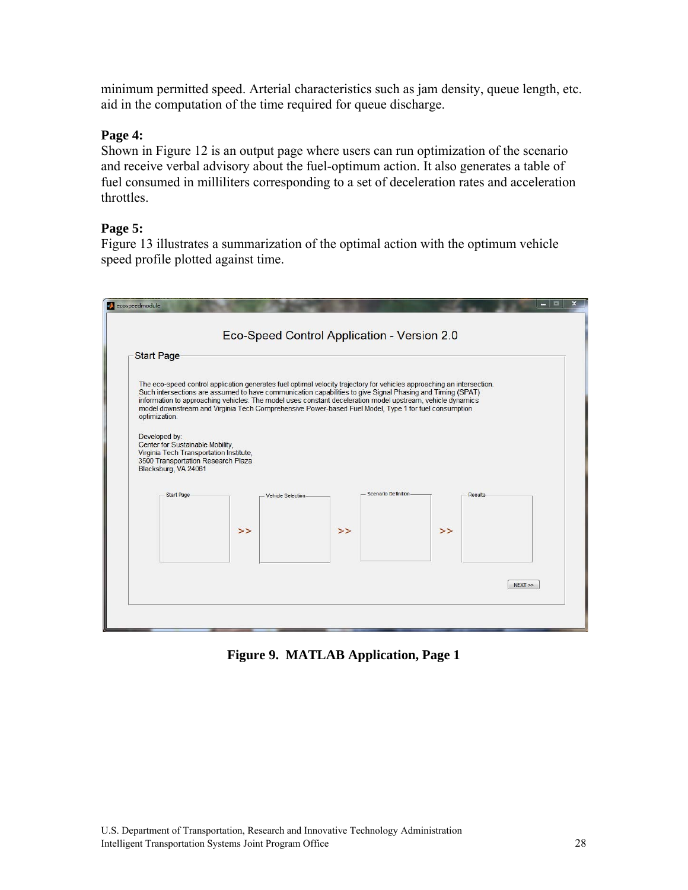minimum permitted speed. Arterial characteristics such as jam density, queue length, etc. aid in the computation of the time required for queue discharge.

**Page 4:**
Shown in Figure 12 is an output page where users can run optimization of the scenario and receive verbal advisory about the fuel-optimum action. It also generates a table of fuel consumed in milliliters corresponding to a set of deceleration rates and acceleration throttles.

**Page 5:**
Figure 13 illustrates a summarization of the optimal action with the optimum vehicle speed profile plotted against time.

**Figure 9. MATLAB Application, Page 1**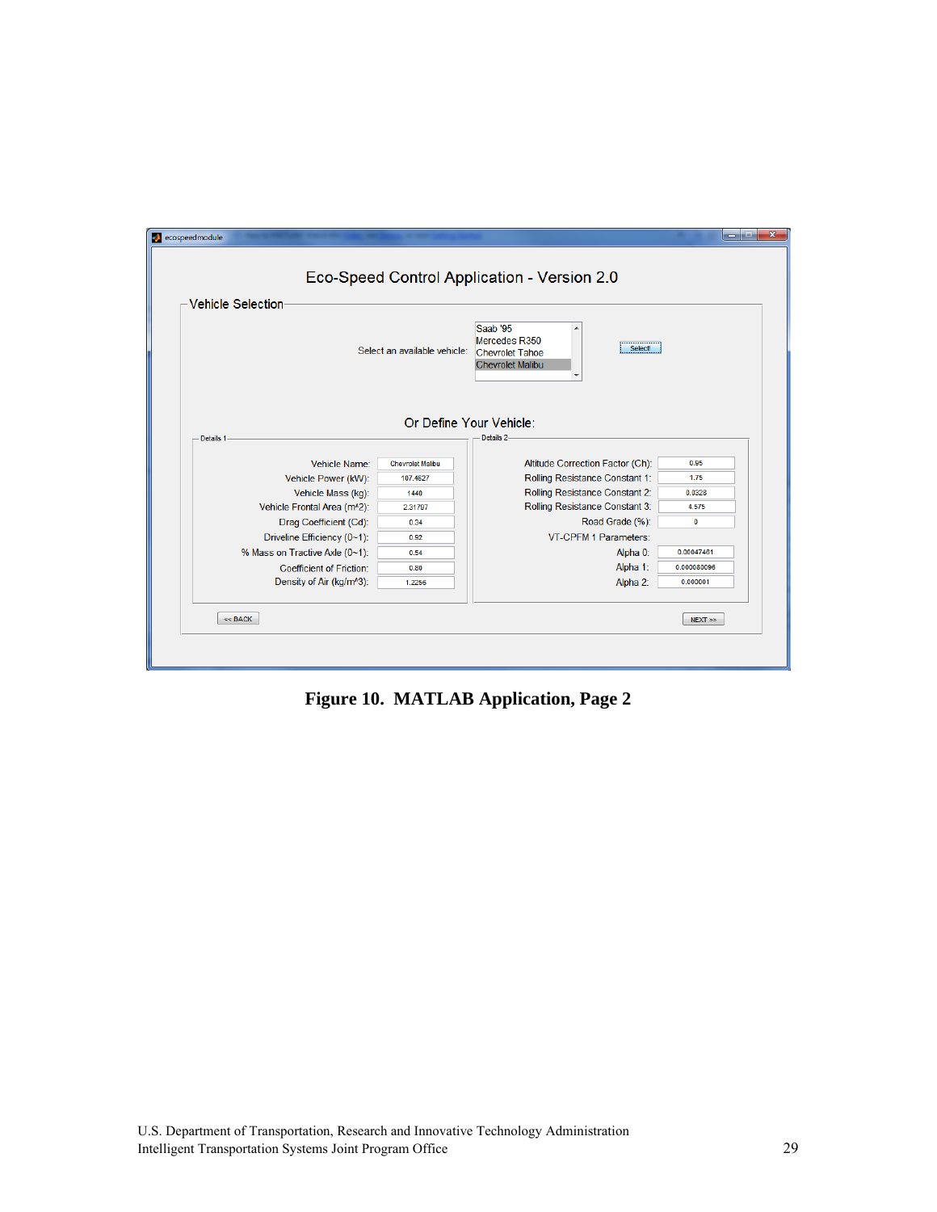**Figure 10. MATLAB Application, Page 2**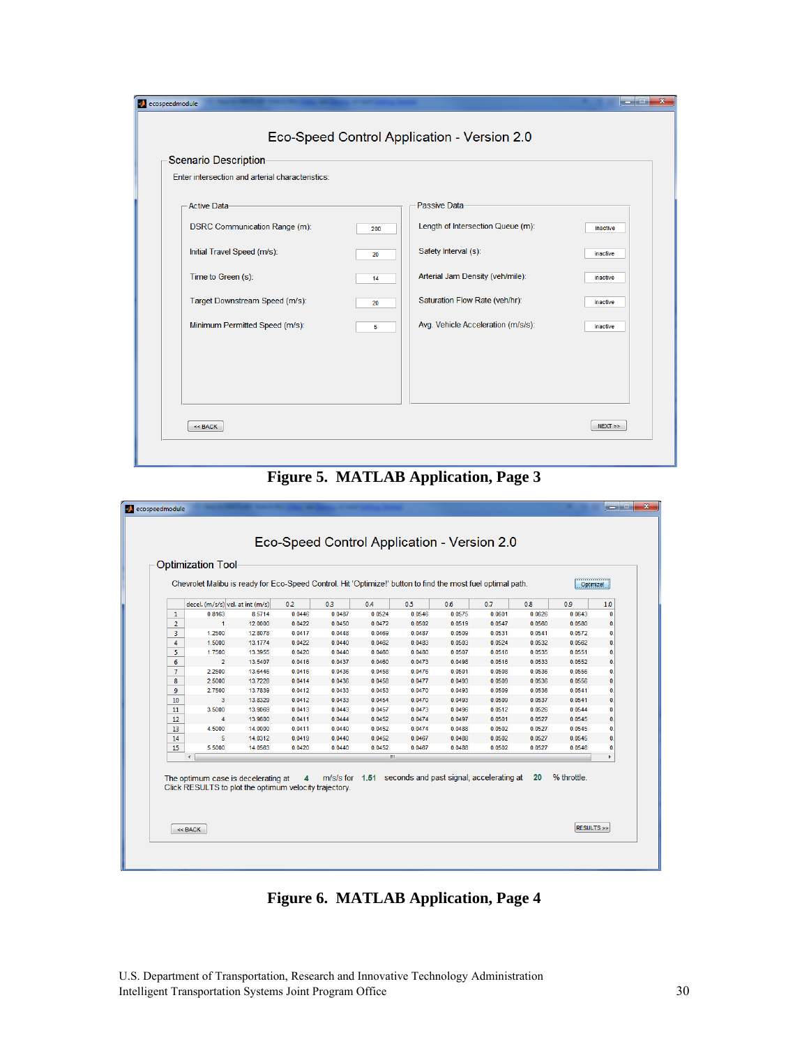Eco-Speed Control Application - Version 2.0

Scenario Description

Enter intersection and arterial characteristics:

Active Data

| | |
|---|---|
| DSRC Communication Range (m): | 200 |
| Initial Travel Speed (m/s): | 20 |
| Time to Green (s): | 14 |
| Target Downstream Speed (m/s): | 20 |
| Minimum Permitted Speed (m/s): | 5 |

Passive Data

| | |
|---|---|
| Length of Intersection Queue (m): | inactive |
| Safety Interval (s): | inactive |
| Arterial Jam Density (veh/mile): | inactive |
| Saturation Flow Rate (veh/hr): | inactive |
| Avg. Vehicle Acceleration (m/s/s): | inactive |

<< BACK    NEXT >>

**Figure 5. MATLAB Application, Page 3**

Eco-Speed Control Application - Version 2.0

Optimization Tool

Chevrolet Malibu is ready for Eco-Speed Control. Hit 'Optimize!' button to find the most fuel optimal path. [Optimize!]

| | decel. (m/s/s) | vel. at int (m/s) | 0.2 | 0.3 | 0.4 | 0.5 | 0.6 | 0.7 | 0.8 | 0.9 | 1.0 |
|---|---|---|---|---|---|---|---|---|---|---|---|
| 1 | 0.8163 | 8.5714 | 0.0446 | 0.0487 | 0.0524 | 0.0546 | 0.0575 | 0.0601 | 0.0626 | 0.0643 | 0 |
| 2 | 1 | 12.0000 | 0.0422 | 0.0450 | 0.0472 | 0.0502 | 0.0519 | 0.0547 | 0.0560 | 0.0580 | 0 |
| 3 | 1.2500 | 12.8078 | 0.0417 | 0.0448 | 0.0469 | 0.0487 | 0.0509 | 0.0531 | 0.0541 | 0.0572 | 0 |
| 4 | 1.5000 | 13.1774 | 0.0422 | 0.0440 | 0.0462 | 0.0483 | 0.0503 | 0.0524 | 0.0532 | 0.0562 | 0 |
| 5 | 1.7500 | 13.3955 | 0.0420 | 0.0440 | 0.0480 | 0.0480 | 0.0507 | 0.0518 | 0.0535 | 0.0551 | 0 |
| 6 | 2 | 13.5407 | 0.0418 | 0.0437 | 0.0460 | 0.0473 | 0.0498 | 0.0518 | 0.0533 | 0.0552 | 0 |
| 7 | 2.2500 | 13.6446 | 0.0418 | 0.0436 | 0.0458 | 0.0476 | 0.0501 | 0.0508 | 0.0536 | 0.0556 | 0 |
| 8 | 2.5000 | 13.7228 | 0.0414 | 0.0436 | 0.0458 | 0.0477 | 0.0493 | 0.0509 | 0.0536 | 0.0556 | 0 |
| 9 | 2.7500 | 13.7839 | 0.0412 | 0.0433 | 0.0453 | 0.0470 | 0.0493 | 0.0509 | 0.0538 | 0.0541 | 0 |
| 10 | 3 | 13.8329 | 0.0412 | 0.0433 | 0.0454 | 0.0470 | 0.0493 | 0.0509 | 0.0537 | 0.0541 | 0 |
| 11 | 3.5000 | 13.9069 | 0.0413 | 0.0443 | 0.0457 | 0.0473 | 0.0496 | 0.0512 | 0.0526 | 0.0544 | 0 |
| 12 | 4 | 13.9600 | 0.0411 | 0.0444 | 0.0452 | 0.0474 | 0.0497 | 0.0501 | 0.0527 | 0.0545 | 0 |
| 13 | 4.5000 | 14.0000 | 0.0411 | 0.0440 | 0.0452 | 0.0474 | 0.0488 | 0.0502 | 0.0527 | 0.0545 | 0 |
| 14 | 5 | 14.0312 | 0.0419 | 0.0440 | 0.0452 | 0.0467 | 0.0488 | 0.0502 | 0.0527 | 0.0545 | 0 |
| 15 | 5.5000 | 14.0563 | 0.0420 | 0.0440 | 0.0452 | 0.0467 | 0.0488 | 0.0502 | 0.0527 | 0.0546 | 0 |

The optimum case is decelerating at 4 m/s/s for 1.61 seconds and past signal, accelerating at 20 % throttle.
Click RESULTS to plot the optimum velocity trajectory.

<< BACK    RESULTS >>

**Figure 6. MATLAB Application, Page 4**

U.S. Department of Transportation, Research and Innovative Technology Administration
Intelligent Transportation Systems Joint Program Office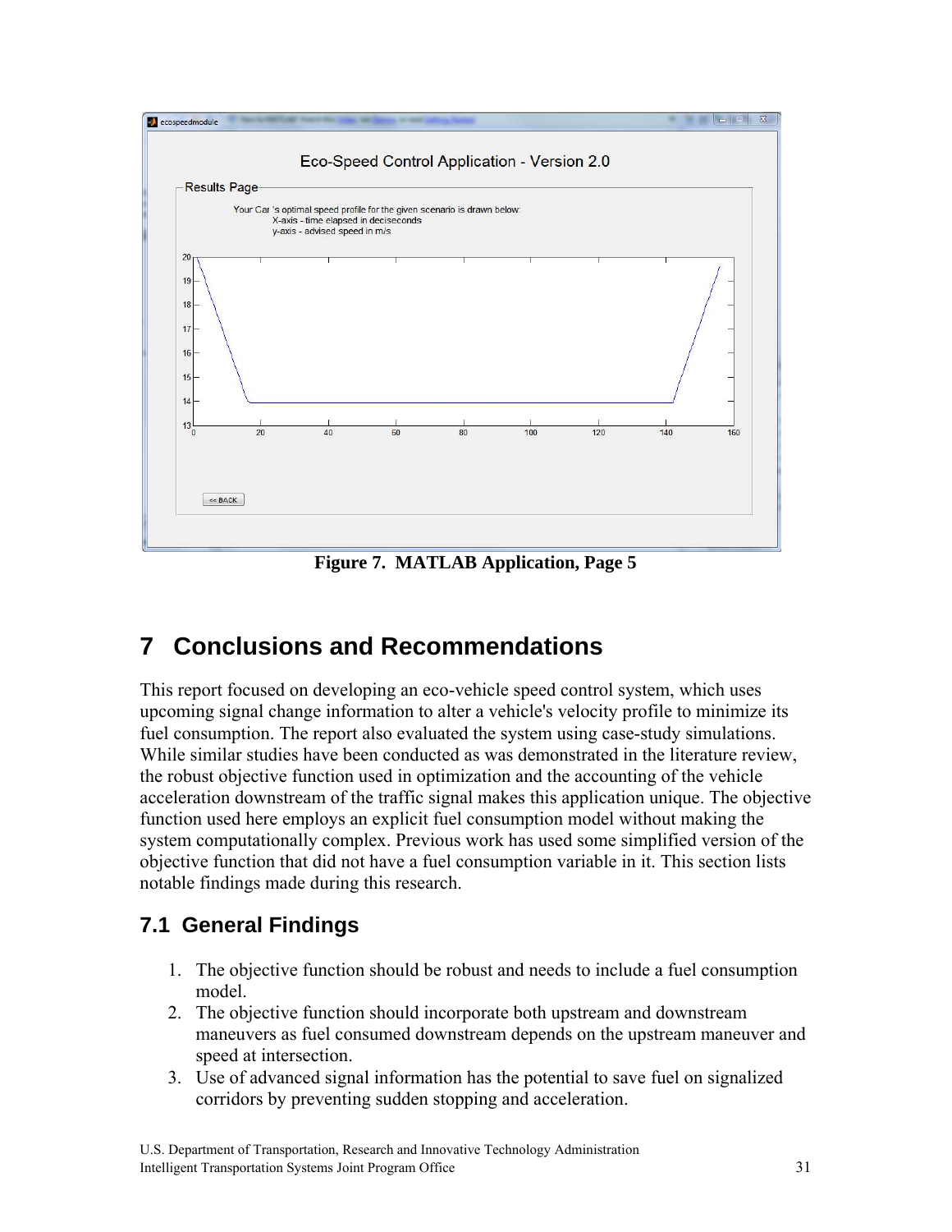Figure 7. MATLAB Application, Page 5

# 7 Conclusions and Recommendations

This report focused on developing an eco-vehicle speed control system, which uses upcoming signal change information to alter a vehicle's velocity profile to minimize its fuel consumption. The report also evaluated the system using case-study simulations. While similar studies have been conducted as was demonstrated in the literature review, the robust objective function used in optimization and the accounting of the vehicle acceleration downstream of the traffic signal makes this application unique. The objective function used here employs an explicit fuel consumption model without making the system computationally complex. Previous work has used some simplified version of the objective function that did not have a fuel consumption variable in it. This section lists notable findings made during this research.

## 7.1 General Findings

1. The objective function should be robust and needs to include a fuel consumption model.
2. The objective function should incorporate both upstream and downstream maneuvers as fuel consumed downstream depends on the upstream maneuver and speed at intersection.
3. Use of advanced signal information has the potential to save fuel on signalized corridors by preventing sudden stopping and acceleration.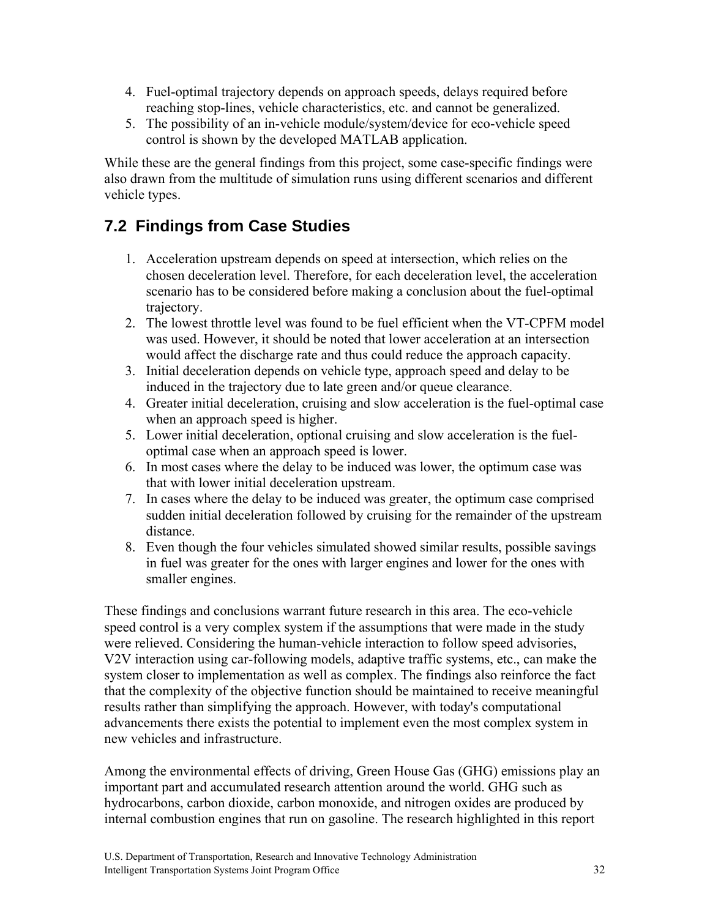4. Fuel-optimal trajectory depends on approach speeds, delays required before reaching stop-lines, vehicle characteristics, etc. and cannot be generalized.
5. The possibility of an in-vehicle module/system/device for eco-vehicle speed control is shown by the developed MATLAB application.

While these are the general findings from this project, some case-specific findings were also drawn from the multitude of simulation runs using different scenarios and different vehicle types.

## 7.2 Findings from Case Studies

1. Acceleration upstream depends on speed at intersection, which relies on the chosen deceleration level. Therefore, for each deceleration level, the acceleration scenario has to be considered before making a conclusion about the fuel-optimal trajectory.
2. The lowest throttle level was found to be fuel efficient when the VT-CPFM model was used. However, it should be noted that lower acceleration at an intersection would affect the discharge rate and thus could reduce the approach capacity.
3. Initial deceleration depends on vehicle type, approach speed and delay to be induced in the trajectory due to late green and/or queue clearance.
4. Greater initial deceleration, cruising and slow acceleration is the fuel-optimal case when an approach speed is higher.
5. Lower initial deceleration, optional cruising and slow acceleration is the fuel-optimal case when an approach speed is lower.
6. In most cases where the delay to be induced was lower, the optimum case was that with lower initial deceleration upstream.
7. In cases where the delay to be induced was greater, the optimum case comprised sudden initial deceleration followed by cruising for the remainder of the upstream distance.
8. Even though the four vehicles simulated showed similar results, possible savings in fuel was greater for the ones with larger engines and lower for the ones with smaller engines.

These findings and conclusions warrant future research in this area. The eco-vehicle speed control is a very complex system if the assumptions that were made in the study were relieved. Considering the human-vehicle interaction to follow speed advisories, V2V interaction using car-following models, adaptive traffic systems, etc., can make the system closer to implementation as well as complex. The findings also reinforce the fact that the complexity of the objective function should be maintained to receive meaningful results rather than simplifying the approach. However, with today's computational advancements there exists the potential to implement even the most complex system in new vehicles and infrastructure.

Among the environmental effects of driving, Green House Gas (GHG) emissions play an important part and accumulated research attention around the world. GHG such as hydrocarbons, carbon dioxide, carbon monoxide, and nitrogen oxides are produced by internal combustion engines that run on gasoline. The research highlighted in this report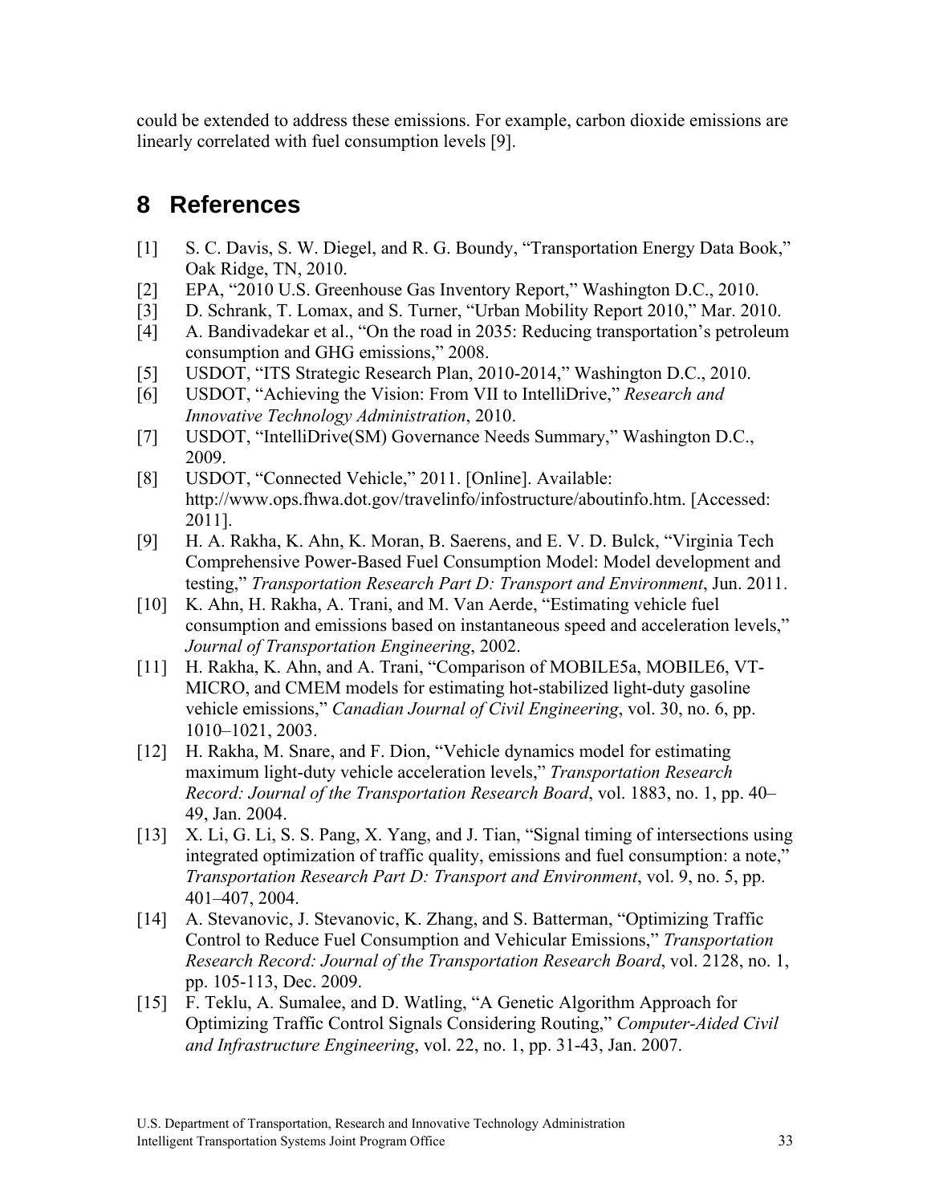could be extended to address these emissions. For example, carbon dioxide emissions are linearly correlated with fuel consumption levels [9].

# 8 References

[1] S. C. Davis, S. W. Diegel, and R. G. Boundy, "Transportation Energy Data Book," Oak Ridge, TN, 2010.

[2] EPA, "2010 U.S. Greenhouse Gas Inventory Report," Washington D.C., 2010.

[3] D. Schrank, T. Lomax, and S. Turner, "Urban Mobility Report 2010," Mar. 2010.

[4] A. Bandivadekar et al., "On the road in 2035: Reducing transportation's petroleum consumption and GHG emissions," 2008.

[5] USDOT, "ITS Strategic Research Plan, 2010-2014," Washington D.C., 2010.

[6] USDOT, "Achieving the Vision: From VII to IntelliDrive," *Research and Innovative Technology Administration*, 2010.

[7] USDOT, "IntelliDrive(SM) Governance Needs Summary," Washington D.C., 2009.

[8] USDOT, "Connected Vehicle," 2011. [Online]. Available: http://www.ops.fhwa.dot.gov/travelinfo/infostructure/aboutinfo.htm. [Accessed: 2011].

[9] H. A. Rakha, K. Ahn, K. Moran, B. Saerens, and E. V. D. Bulck, "Virginia Tech Comprehensive Power-Based Fuel Consumption Model: Model development and testing," *Transportation Research Part D: Transport and Environment*, Jun. 2011.

[10] K. Ahn, H. Rakha, A. Trani, and M. Van Aerde, "Estimating vehicle fuel consumption and emissions based on instantaneous speed and acceleration levels," *Journal of Transportation Engineering*, 2002.

[11] H. Rakha, K. Ahn, and A. Trani, "Comparison of MOBILE5a, MOBILE6, VT-MICRO, and CMEM models for estimating hot-stabilized light-duty gasoline vehicle emissions," *Canadian Journal of Civil Engineering*, vol. 30, no. 6, pp. 1010–1021, 2003.

[12] H. Rakha, M. Snare, and F. Dion, "Vehicle dynamics model for estimating maximum light-duty vehicle acceleration levels," *Transportation Research Record: Journal of the Transportation Research Board*, vol. 1883, no. 1, pp. 40–49, Jan. 2004.

[13] X. Li, G. Li, S. S. Pang, X. Yang, and J. Tian, "Signal timing of intersections using integrated optimization of traffic quality, emissions and fuel consumption: a note," *Transportation Research Part D: Transport and Environment*, vol. 9, no. 5, pp. 401–407, 2004.

[14] A. Stevanovic, J. Stevanovic, K. Zhang, and S. Batterman, "Optimizing Traffic Control to Reduce Fuel Consumption and Vehicular Emissions," *Transportation Research Record: Journal of the Transportation Research Board*, vol. 2128, no. 1, pp. 105-113, Dec. 2009.

[15] F. Teklu, A. Sumalee, and D. Watling, "A Genetic Algorithm Approach for Optimizing Traffic Control Signals Considering Routing," *Computer-Aided Civil and Infrastructure Engineering*, vol. 22, no. 1, pp. 31-43, Jan. 2007.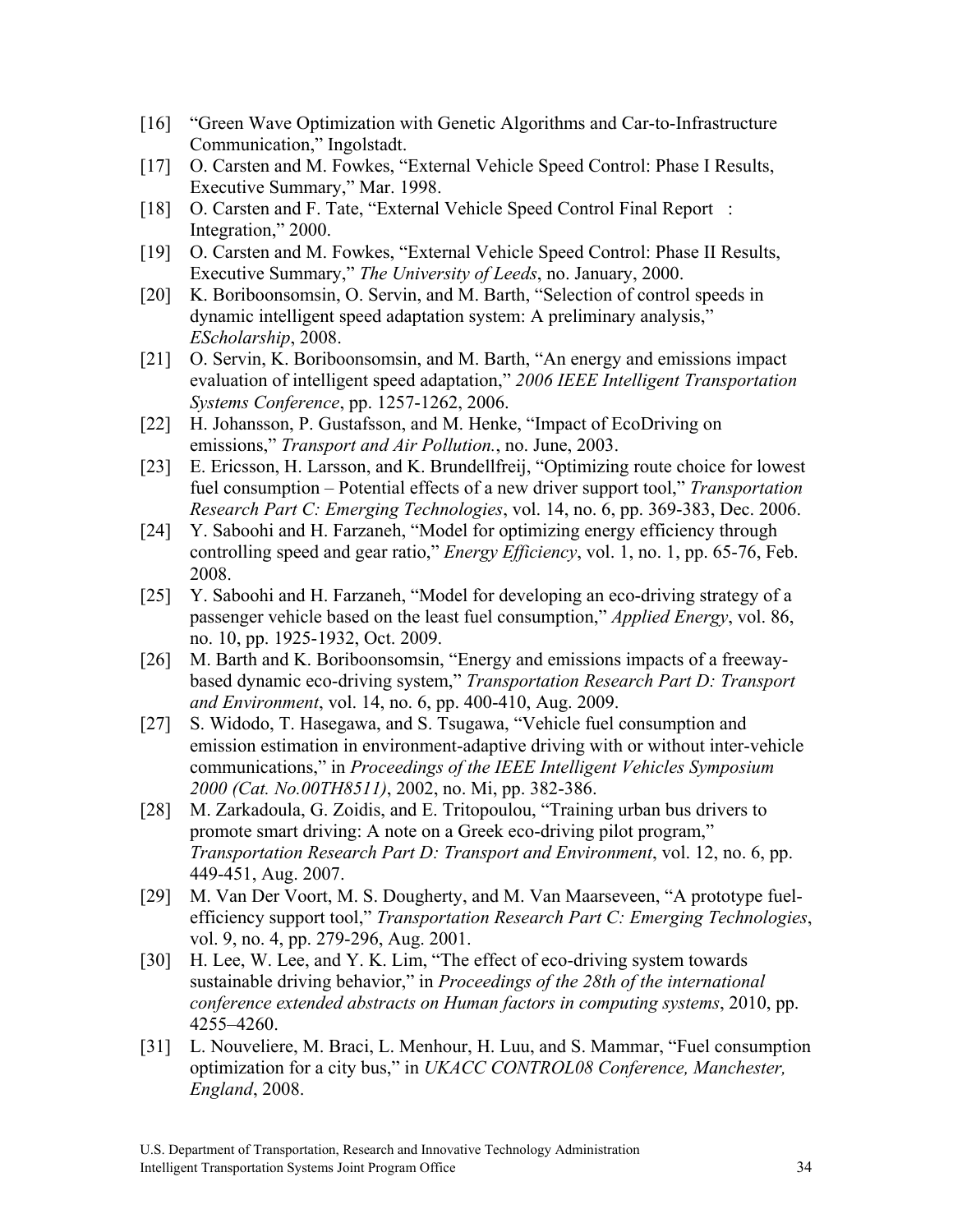[16] "Green Wave Optimization with Genetic Algorithms and Car-to-Infrastructure Communication," Ingolstadt.

[17] O. Carsten and M. Fowkes, "External Vehicle Speed Control: Phase I Results, Executive Summary," Mar. 1998.

[18] O. Carsten and F. Tate, "External Vehicle Speed Control Final Report : Integration," 2000.

[19] O. Carsten and M. Fowkes, "External Vehicle Speed Control: Phase II Results, Executive Summary," *The University of Leeds*, no. January, 2000.

[20] K. Boriboonsomsin, O. Servin, and M. Barth, "Selection of control speeds in dynamic intelligent speed adaptation system: A preliminary analysis," *EScholarship*, 2008.

[21] O. Servin, K. Boriboonsomsin, and M. Barth, "An energy and emissions impact evaluation of intelligent speed adaptation," *2006 IEEE Intelligent Transportation Systems Conference*, pp. 1257-1262, 2006.

[22] H. Johansson, P. Gustafsson, and M. Henke, "Impact of EcoDriving on emissions," *Transport and Air Pollution.*, no. June, 2003.

[23] E. Ericsson, H. Larsson, and K. Brundellfreij, "Optimizing route choice for lowest fuel consumption – Potential effects of a new driver support tool," *Transportation Research Part C: Emerging Technologies*, vol. 14, no. 6, pp. 369-383, Dec. 2006.

[24] Y. Saboohi and H. Farzaneh, "Model for optimizing energy efficiency through controlling speed and gear ratio," *Energy Efficiency*, vol. 1, no. 1, pp. 65-76, Feb. 2008.

[25] Y. Saboohi and H. Farzaneh, "Model for developing an eco-driving strategy of a passenger vehicle based on the least fuel consumption," *Applied Energy*, vol. 86, no. 10, pp. 1925-1932, Oct. 2009.

[26] M. Barth and K. Boriboonsomsin, "Energy and emissions impacts of a freeway-based dynamic eco-driving system," *Transportation Research Part D: Transport and Environment*, vol. 14, no. 6, pp. 400-410, Aug. 2009.

[27] S. Widodo, T. Hasegawa, and S. Tsugawa, "Vehicle fuel consumption and emission estimation in environment-adaptive driving with or without inter-vehicle communications," in *Proceedings of the IEEE Intelligent Vehicles Symposium 2000 (Cat. No.00TH8511)*, 2002, no. Mi, pp. 382-386.

[28] M. Zarkadoula, G. Zoidis, and E. Tritopoulou, "Training urban bus drivers to promote smart driving: A note on a Greek eco-driving pilot program," *Transportation Research Part D: Transport and Environment*, vol. 12, no. 6, pp. 449-451, Aug. 2007.

[29] M. Van Der Voort, M. S. Dougherty, and M. Van Maarseveen, "A prototype fuel-efficiency support tool," *Transportation Research Part C: Emerging Technologies*, vol. 9, no. 4, pp. 279-296, Aug. 2001.

[30] H. Lee, W. Lee, and Y. K. Lim, "The effect of eco-driving system towards sustainable driving behavior," in *Proceedings of the 28th of the international conference extended abstracts on Human factors in computing systems*, 2010, pp. 4255–4260.

[31] L. Nouveliere, M. Braci, L. Menhour, H. Luu, and S. Mammar, "Fuel consumption optimization for a city bus," in *UKACC CONTROL08 Conference, Manchester, England*, 2008.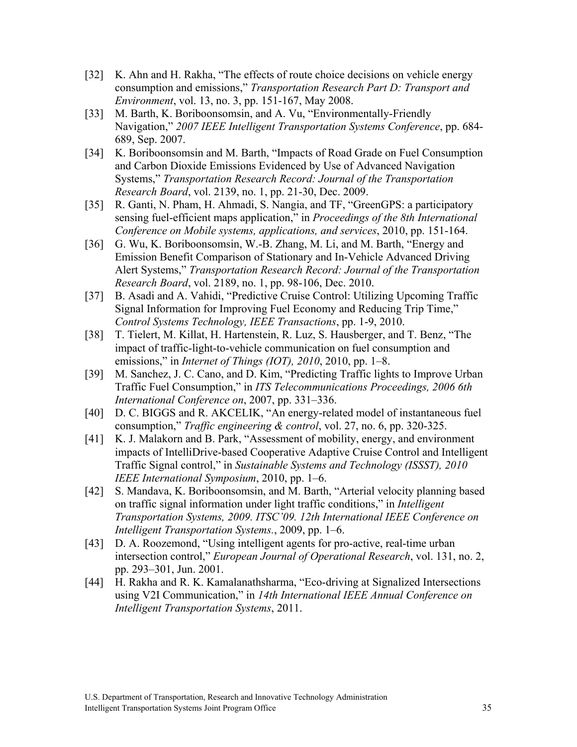[32] K. Ahn and H. Rakha, “The effects of route choice decisions on vehicle energy consumption and emissions,” *Transportation Research Part D: Transport and Environment*, vol. 13, no. 3, pp. 151-167, May 2008.

[33] M. Barth, K. Boriboonsomsin, and A. Vu, “Environmentally-Friendly Navigation,” *2007 IEEE Intelligent Transportation Systems Conference*, pp. 684-689, Sep. 2007.

[34] K. Boriboonsomsin and M. Barth, “Impacts of Road Grade on Fuel Consumption and Carbon Dioxide Emissions Evidenced by Use of Advanced Navigation Systems,” *Transportation Research Record: Journal of the Transportation Research Board*, vol. 2139, no. 1, pp. 21-30, Dec. 2009.

[35] R. Ganti, N. Pham, H. Ahmadi, S. Nangia, and TF, “GreenGPS: a participatory sensing fuel-efficient maps application,” in *Proceedings of the 8th International Conference on Mobile systems, applications, and services*, 2010, pp. 151-164.

[36] G. Wu, K. Boriboonsomsin, W.-B. Zhang, M. Li, and M. Barth, “Energy and Emission Benefit Comparison of Stationary and In-Vehicle Advanced Driving Alert Systems,” *Transportation Research Record: Journal of the Transportation Research Board*, vol. 2189, no. 1, pp. 98-106, Dec. 2010.

[37] B. Asadi and A. Vahidi, “Predictive Cruise Control: Utilizing Upcoming Traffic Signal Information for Improving Fuel Economy and Reducing Trip Time,” *Control Systems Technology, IEEE Transactions*, pp. 1-9, 2010.

[38] T. Tielert, M. Killat, H. Hartenstein, R. Luz, S. Hausberger, and T. Benz, “The impact of traffic-light-to-vehicle communication on fuel consumption and emissions,” in *Internet of Things (IOT), 2010*, 2010, pp. 1–8.

[39] M. Sanchez, J. C. Cano, and D. Kim, “Predicting Traffic lights to Improve Urban Traffic Fuel Consumption,” in *ITS Telecommunications Proceedings, 2006 6th International Conference on*, 2007, pp. 331–336.

[40] D. C. BIGGS and R. AKCELIK, “An energy-related model of instantaneous fuel consumption,” *Traffic engineering & control*, vol. 27, no. 6, pp. 320-325.

[41] K. J. Malakorn and B. Park, “Assessment of mobility, energy, and environment impacts of IntelliDrive-based Cooperative Adaptive Cruise Control and Intelligent Traffic Signal control,” in *Sustainable Systems and Technology (ISSST), 2010 IEEE International Symposium*, 2010, pp. 1–6.

[42] S. Mandava, K. Boriboonsomsin, and M. Barth, “Arterial velocity planning based on traffic signal information under light traffic conditions,” in *Intelligent Transportation Systems, 2009. ITSC’09. 12th International IEEE Conference on Intelligent Transportation Systems.*, 2009, pp. 1–6.

[43] D. A. Roozemond, “Using intelligent agents for pro-active, real-time urban intersection control,” *European Journal of Operational Research*, vol. 131, no. 2, pp. 293–301, Jun. 2001.

[44] H. Rakha and R. K. Kamalanathsharma, “Eco-driving at Signalized Intersections using V2I Communication,” in *14th International IEEE Annual Conference on Intelligent Transportation Systems*, 2011.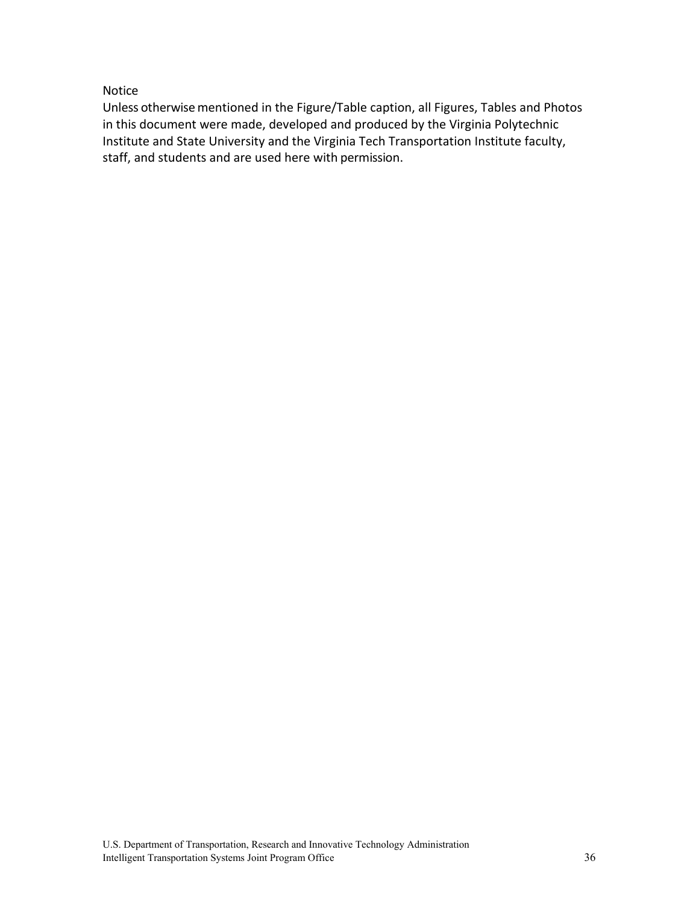Notice

Unless otherwise mentioned in the Figure/Table caption, all Figures, Tables and Photos in this document were made, developed and produced by the Virginia Polytechnic Institute and State University and the Virginia Tech Transportation Institute faculty, staff, and students and are used here with permission.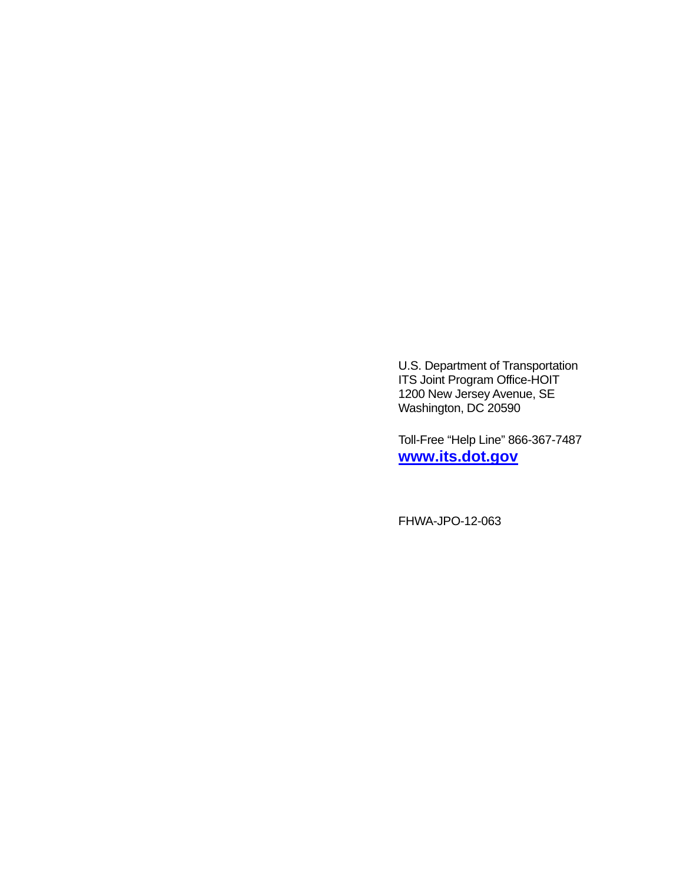U.S. Department of Transportation
ITS Joint Program Office-HOIT
1200 New Jersey Avenue, SE
Washington, DC 20590

Toll-Free “Help Line” 866-367-7487
**www.its.dot.gov**

FHWA-JPO-12-063